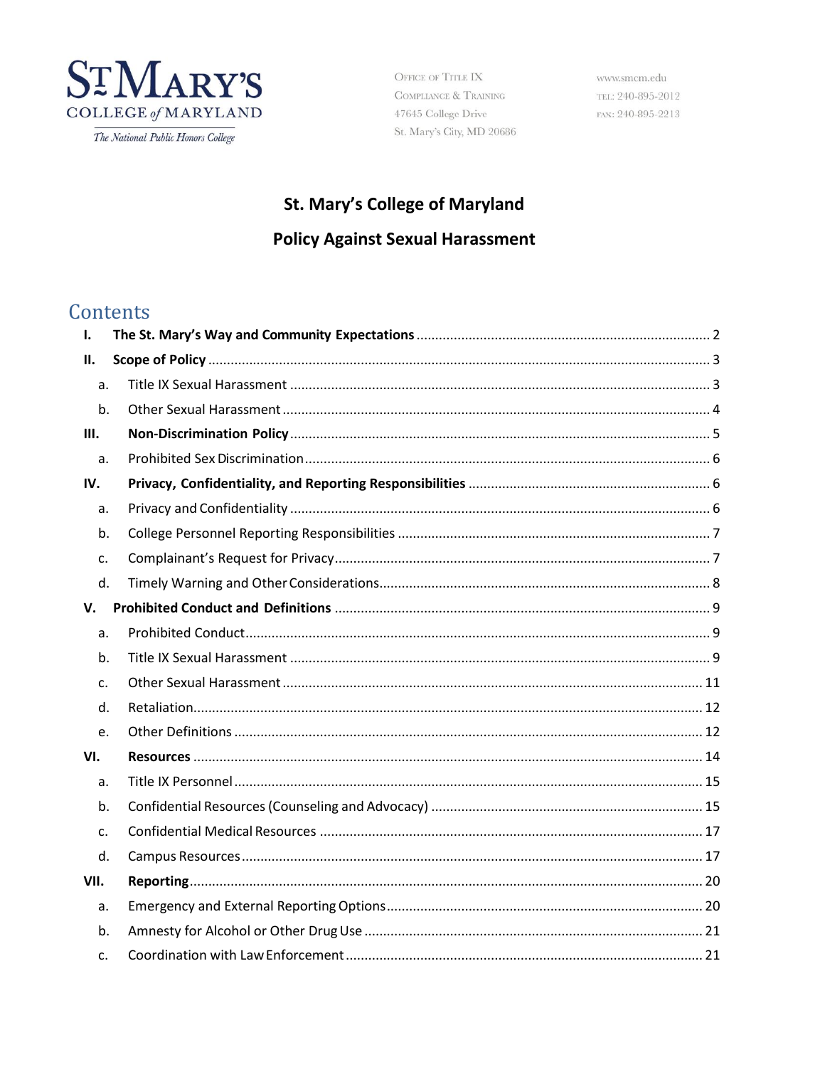St. Mary's College of Maryland
The National Public Honors College

Office of Title IX
Compliance & Training
47645 College Drive
St. Mary's City, MD 20686

www.smcm.edu
tel: 240-895-2012
fax: 240-895-2213

# St. Mary's College of Maryland

# Policy Against Sexual Harassment

## Contents

- **I. The St. Mary's Way and Community Expectations** .......... 2
- **II. Scope of Policy** .......... 3
  - a. Title IX Sexual Harassment .......... 3
  - b. Other Sexual Harassment .......... 4
- **III. Non-Discrimination Policy** .......... 5
  - a. Prohibited Sex Discrimination .......... 6
- **IV. Privacy, Confidentiality, and Reporting Responsibilities** .......... 6
  - a. Privacy and Confidentiality .......... 6
  - b. College Personnel Reporting Responsibilities .......... 7
  - c. Complainant's Request for Privacy .......... 7
  - d. Timely Warning and Other Considerations .......... 8
- **V. Prohibited Conduct and Definitions** .......... 9
  - a. Prohibited Conduct .......... 9
  - b. Title IX Sexual Harassment .......... 9
  - c. Other Sexual Harassment .......... 11
  - d. Retaliation .......... 12
  - e. Other Definitions .......... 12
- **VI. Resources** .......... 14
  - a. Title IX Personnel .......... 15
  - b. Confidential Resources (Counseling and Advocacy) .......... 15
  - c. Confidential Medical Resources .......... 17
  - d. Campus Resources .......... 17
- **VII. Reporting** .......... 20
  - a. Emergency and External Reporting Options .......... 20
  - b. Amnesty for Alcohol or Other Drug Use .......... 21
  - c. Coordination with Law Enforcement .......... 21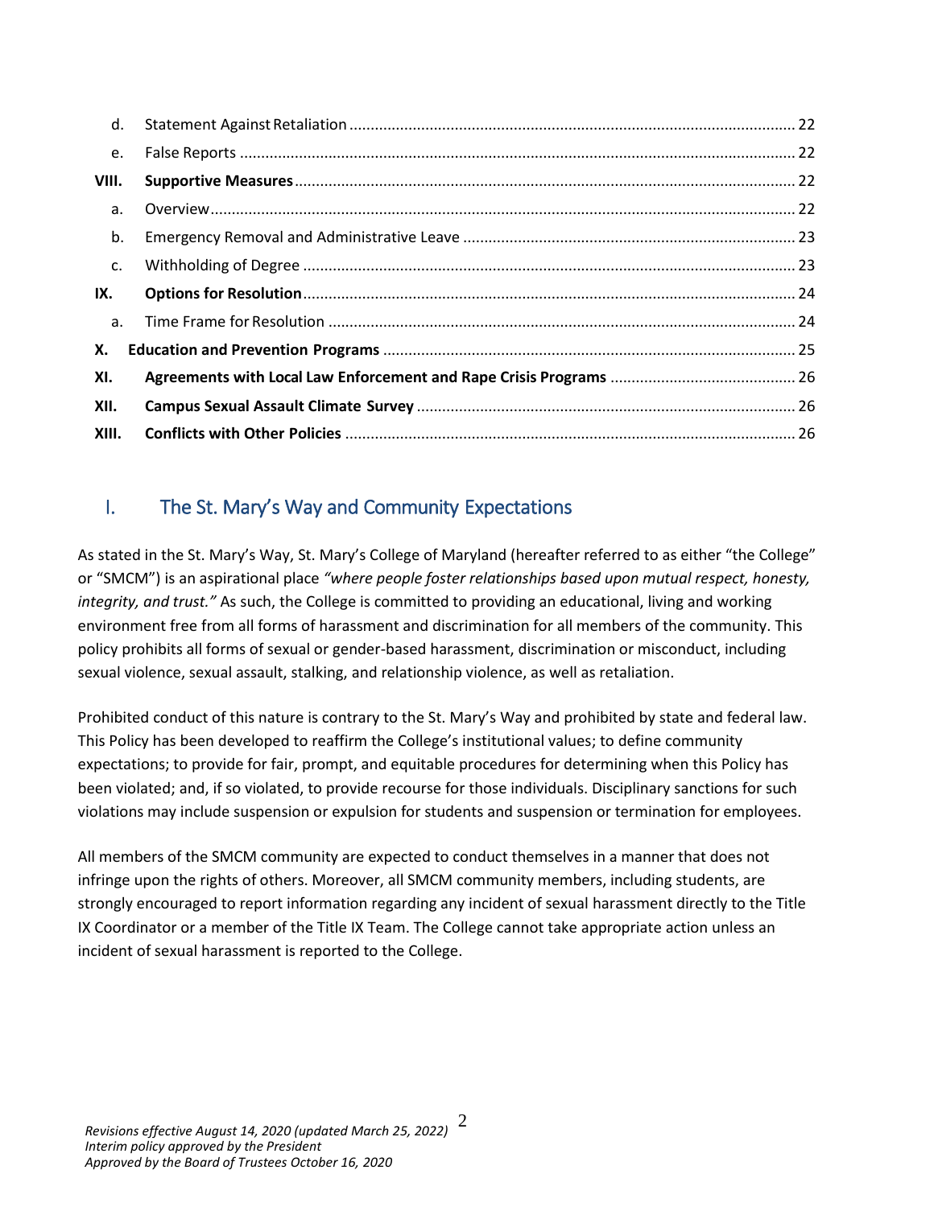| | | |
|---|---|---|
| d. | Statement Against Retaliation | 22 |
| e. | False Reports | 22 |
| **VIII.** | **Supportive Measures** | 22 |
| a. | Overview | 22 |
| b. | Emergency Removal and Administrative Leave | 23 |
| c. | Withholding of Degree | 23 |
| **IX.** | **Options for Resolution** | 24 |
| a. | Time Frame for Resolution | 24 |
| **X.** | **Education and Prevention Programs** | 25 |
| **XI.** | **Agreements with Local Law Enforcement and Rape Crisis Programs** | 26 |
| **XII.** | **Campus Sexual Assault Climate Survey** | 26 |
| **XIII.** | **Conflicts with Other Policies** | 26 |

## I. The St. Mary's Way and Community Expectations

As stated in the St. Mary's Way, St. Mary's College of Maryland (hereafter referred to as either "the College" or "SMCM") is an aspirational place *"where people foster relationships based upon mutual respect, honesty, integrity, and trust."* As such, the College is committed to providing an educational, living and working environment free from all forms of harassment and discrimination for all members of the community. This policy prohibits all forms of sexual or gender-based harassment, discrimination or misconduct, including sexual violence, sexual assault, stalking, and relationship violence, as well as retaliation.

Prohibited conduct of this nature is contrary to the St. Mary's Way and prohibited by state and federal law. This Policy has been developed to reaffirm the College's institutional values; to define community expectations; to provide for fair, prompt, and equitable procedures for determining when this Policy has been violated; and, if so violated, to provide recourse for those individuals. Disciplinary sanctions for such violations may include suspension or expulsion for students and suspension or termination for employees.

All members of the SMCM community are expected to conduct themselves in a manner that does not infringe upon the rights of others. Moreover, all SMCM community members, including students, are strongly encouraged to report information regarding any incident of sexual harassment directly to the Title IX Coordinator or a member of the Title IX Team. The College cannot take appropriate action unless an incident of sexual harassment is reported to the College.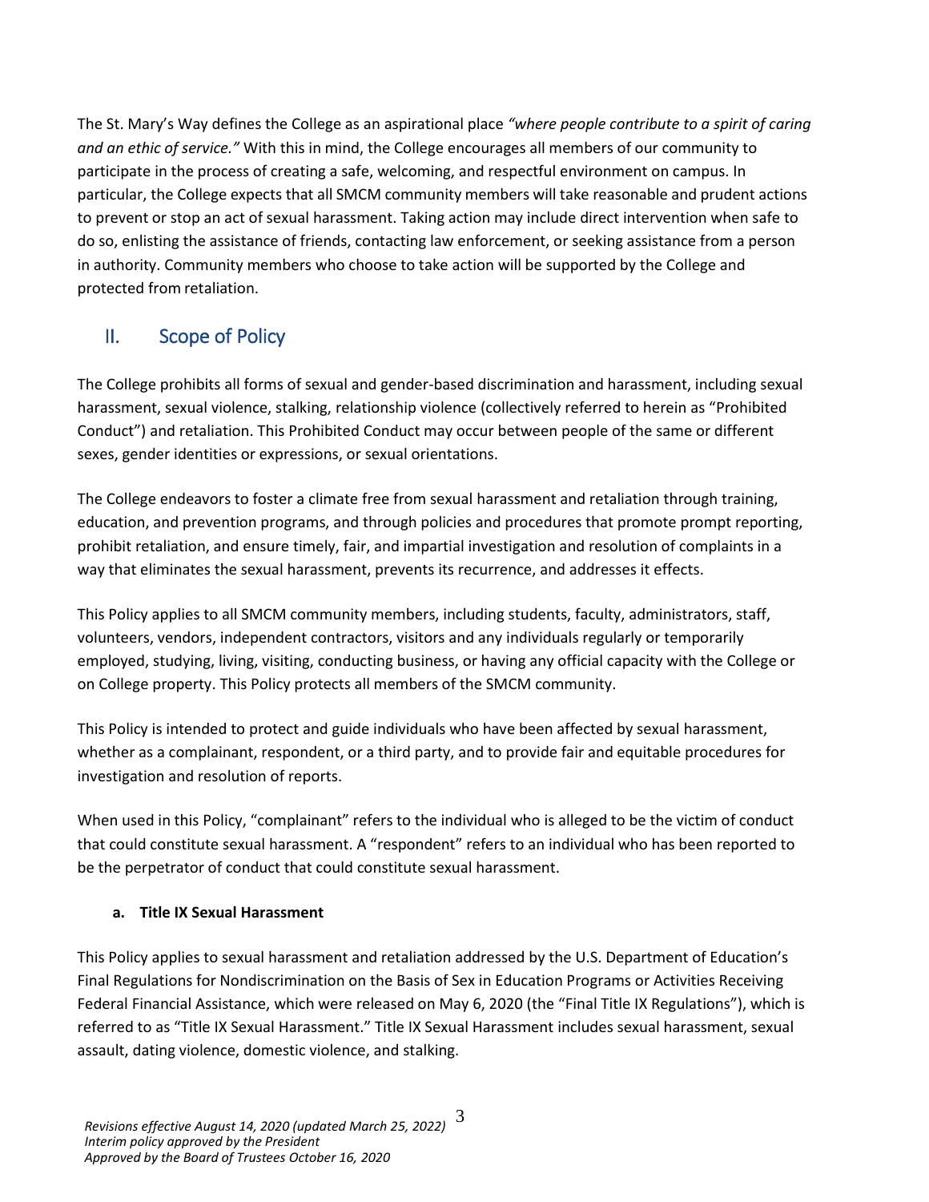The St. Mary's Way defines the College as an aspirational place *"where people contribute to a spirit of caring and an ethic of service."* With this in mind, the College encourages all members of our community to participate in the process of creating a safe, welcoming, and respectful environment on campus. In particular, the College expects that all SMCM community members will take reasonable and prudent actions to prevent or stop an act of sexual harassment. Taking action may include direct intervention when safe to do so, enlisting the assistance of friends, contacting law enforcement, or seeking assistance from a person in authority. Community members who choose to take action will be supported by the College and protected from retaliation.

## II. Scope of Policy

The College prohibits all forms of sexual and gender-based discrimination and harassment, including sexual harassment, sexual violence, stalking, relationship violence (collectively referred to herein as "Prohibited Conduct") and retaliation. This Prohibited Conduct may occur between people of the same or different sexes, gender identities or expressions, or sexual orientations.

The College endeavors to foster a climate free from sexual harassment and retaliation through training, education, and prevention programs, and through policies and procedures that promote prompt reporting, prohibit retaliation, and ensure timely, fair, and impartial investigation and resolution of complaints in a way that eliminates the sexual harassment, prevents its recurrence, and addresses it effects.

This Policy applies to all SMCM community members, including students, faculty, administrators, staff, volunteers, vendors, independent contractors, visitors and any individuals regularly or temporarily employed, studying, living, visiting, conducting business, or having any official capacity with the College or on College property. This Policy protects all members of the SMCM community.

This Policy is intended to protect and guide individuals who have been affected by sexual harassment, whether as a complainant, respondent, or a third party, and to provide fair and equitable procedures for investigation and resolution of reports.

When used in this Policy, "complainant" refers to the individual who is alleged to be the victim of conduct that could constitute sexual harassment. A "respondent" refers to an individual who has been reported to be the perpetrator of conduct that could constitute sexual harassment.

### a. Title IX Sexual Harassment

This Policy applies to sexual harassment and retaliation addressed by the U.S. Department of Education's Final Regulations for Nondiscrimination on the Basis of Sex in Education Programs or Activities Receiving Federal Financial Assistance, which were released on May 6, 2020 (the "Final Title IX Regulations"), which is referred to as "Title IX Sexual Harassment." Title IX Sexual Harassment includes sexual harassment, sexual assault, dating violence, domestic violence, and stalking.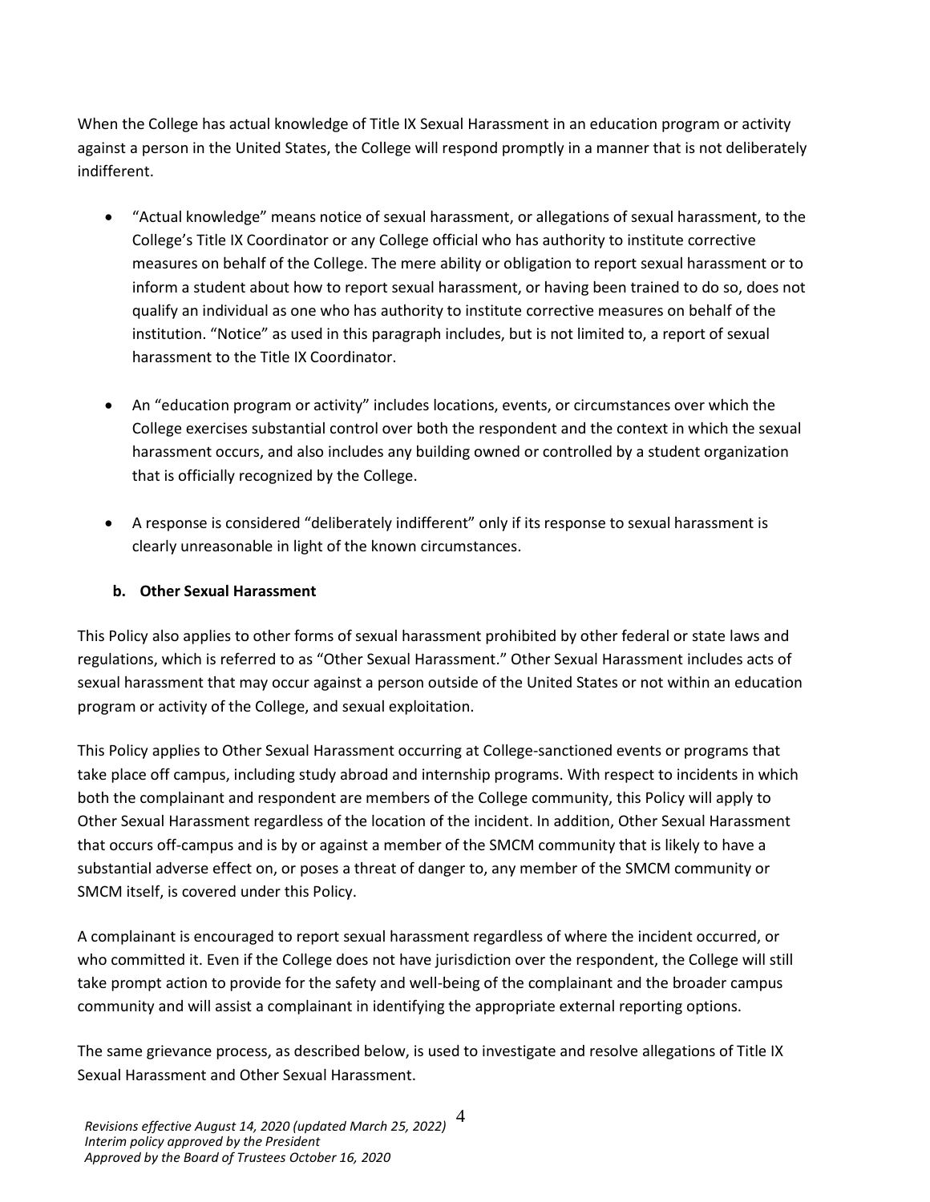When the College has actual knowledge of Title IX Sexual Harassment in an education program or activity against a person in the United States, the College will respond promptly in a manner that is not deliberately indifferent.

- "Actual knowledge" means notice of sexual harassment, or allegations of sexual harassment, to the College's Title IX Coordinator or any College official who has authority to institute corrective measures on behalf of the College. The mere ability or obligation to report sexual harassment or to inform a student about how to report sexual harassment, or having been trained to do so, does not qualify an individual as one who has authority to institute corrective measures on behalf of the institution. "Notice" as used in this paragraph includes, but is not limited to, a report of sexual harassment to the Title IX Coordinator.

- An "education program or activity" includes locations, events, or circumstances over which the College exercises substantial control over both the respondent and the context in which the sexual harassment occurs, and also includes any building owned or controlled by a student organization that is officially recognized by the College.

- A response is considered "deliberately indifferent" only if its response to sexual harassment is clearly unreasonable in light of the known circumstances.

#### b. Other Sexual Harassment

This Policy also applies to other forms of sexual harassment prohibited by other federal or state laws and regulations, which is referred to as "Other Sexual Harassment." Other Sexual Harassment includes acts of sexual harassment that may occur against a person outside of the United States or not within an education program or activity of the College, and sexual exploitation.

This Policy applies to Other Sexual Harassment occurring at College-sanctioned events or programs that take place off campus, including study abroad and internship programs. With respect to incidents in which both the complainant and respondent are members of the College community, this Policy will apply to Other Sexual Harassment regardless of the location of the incident. In addition, Other Sexual Harassment that occurs off-campus and is by or against a member of the SMCM community that is likely to have a substantial adverse effect on, or poses a threat of danger to, any member of the SMCM community or SMCM itself, is covered under this Policy.

A complainant is encouraged to report sexual harassment regardless of where the incident occurred, or who committed it. Even if the College does not have jurisdiction over the respondent, the College will still take prompt action to provide for the safety and well-being of the complainant and the broader campus community and will assist a complainant in identifying the appropriate external reporting options.

The same grievance process, as described below, is used to investigate and resolve allegations of Title IX Sexual Harassment and Other Sexual Harassment.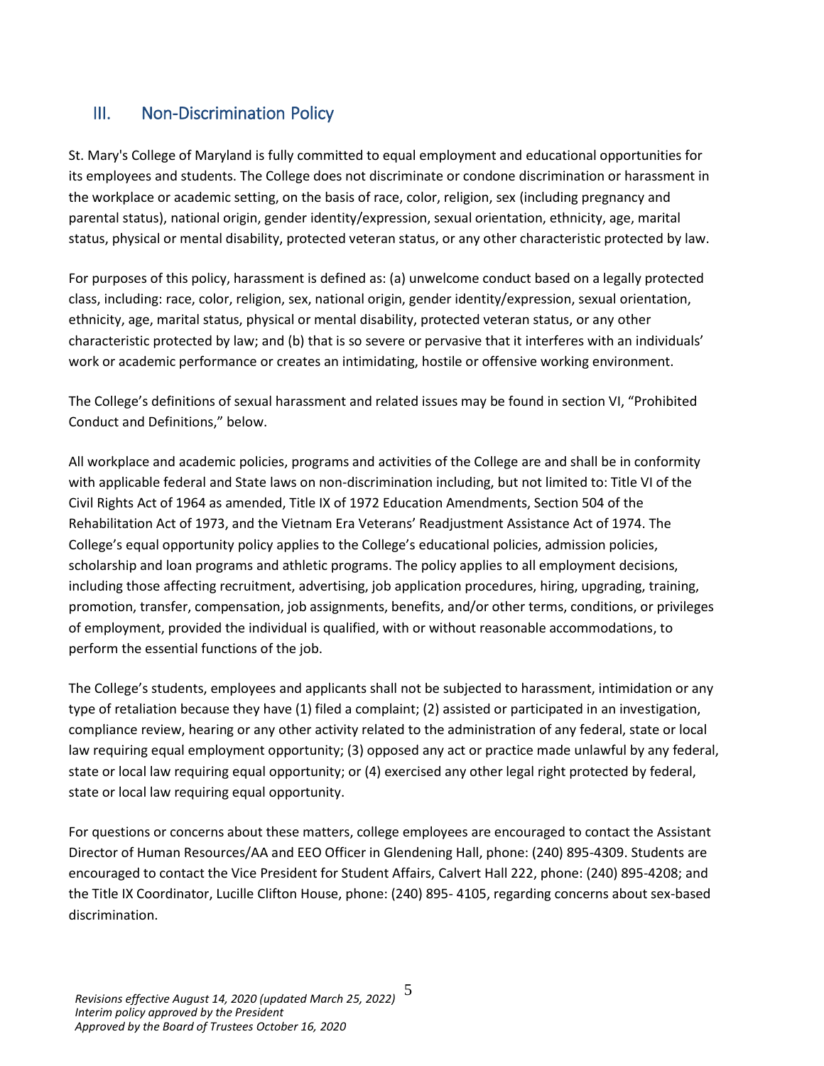## III. Non-Discrimination Policy

St. Mary's College of Maryland is fully committed to equal employment and educational opportunities for its employees and students. The College does not discriminate or condone discrimination or harassment in the workplace or academic setting, on the basis of race, color, religion, sex (including pregnancy and parental status), national origin, gender identity/expression, sexual orientation, ethnicity, age, marital status, physical or mental disability, protected veteran status, or any other characteristic protected by law.

For purposes of this policy, harassment is defined as: (a) unwelcome conduct based on a legally protected class, including: race, color, religion, sex, national origin, gender identity/expression, sexual orientation, ethnicity, age, marital status, physical or mental disability, protected veteran status, or any other characteristic protected by law; and (b) that is so severe or pervasive that it interferes with an individuals' work or academic performance or creates an intimidating, hostile or offensive working environment.

The College's definitions of sexual harassment and related issues may be found in section VI, "Prohibited Conduct and Definitions," below.

All workplace and academic policies, programs and activities of the College are and shall be in conformity with applicable federal and State laws on non-discrimination including, but not limited to: Title VI of the Civil Rights Act of 1964 as amended, Title IX of 1972 Education Amendments, Section 504 of the Rehabilitation Act of 1973, and the Vietnam Era Veterans' Readjustment Assistance Act of 1974. The College's equal opportunity policy applies to the College's educational policies, admission policies, scholarship and loan programs and athletic programs. The policy applies to all employment decisions, including those affecting recruitment, advertising, job application procedures, hiring, upgrading, training, promotion, transfer, compensation, job assignments, benefits, and/or other terms, conditions, or privileges of employment, provided the individual is qualified, with or without reasonable accommodations, to perform the essential functions of the job.

The College's students, employees and applicants shall not be subjected to harassment, intimidation or any type of retaliation because they have (1) filed a complaint; (2) assisted or participated in an investigation, compliance review, hearing or any other activity related to the administration of any federal, state or local law requiring equal employment opportunity; (3) opposed any act or practice made unlawful by any federal, state or local law requiring equal opportunity; or (4) exercised any other legal right protected by federal, state or local law requiring equal opportunity.

For questions or concerns about these matters, college employees are encouraged to contact the Assistant Director of Human Resources/AA and EEO Officer in Glendening Hall, phone: (240) 895-4309. Students are encouraged to contact the Vice President for Student Affairs, Calvert Hall 222, phone: (240) 895-4208; and the Title IX Coordinator, Lucille Clifton House, phone: (240) 895- 4105, regarding concerns about sex-based discrimination.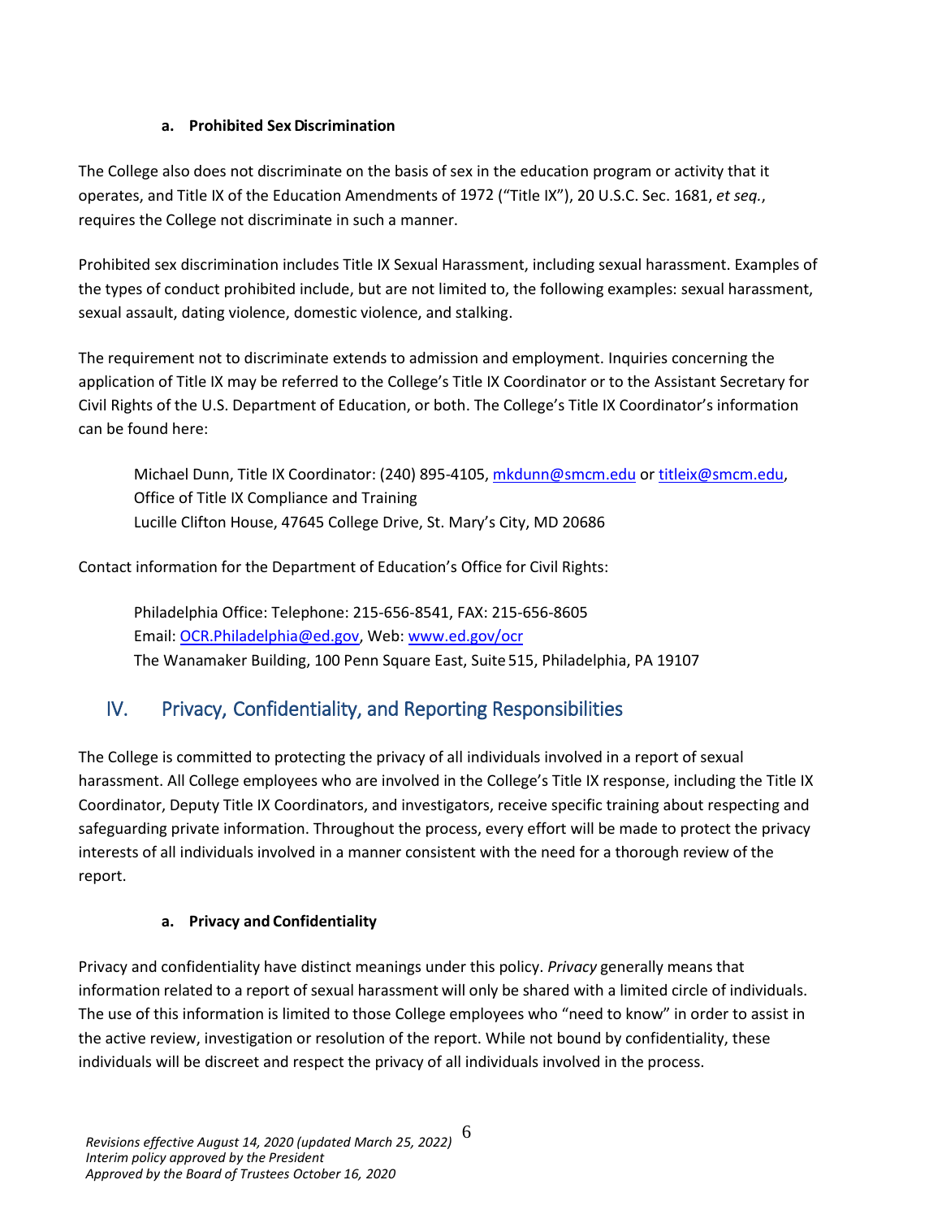#### a. Prohibited Sex Discrimination

The College also does not discriminate on the basis of sex in the education program or activity that it operates, and Title IX of the Education Amendments of 1972 ("Title IX"), 20 U.S.C. Sec. 1681, *et seq.*, requires the College not discriminate in such a manner.

Prohibited sex discrimination includes Title IX Sexual Harassment, including sexual harassment. Examples of the types of conduct prohibited include, but are not limited to, the following examples: sexual harassment, sexual assault, dating violence, domestic violence, and stalking.

The requirement not to discriminate extends to admission and employment. Inquiries concerning the application of Title IX may be referred to the College's Title IX Coordinator or to the Assistant Secretary for Civil Rights of the U.S. Department of Education, or both. The College's Title IX Coordinator's information can be found here:

> Michael Dunn, Title IX Coordinator: (240) 895-4105, mkdunn@smcm.edu or titleix@smcm.edu,
> Office of Title IX Compliance and Training
> Lucille Clifton House, 47645 College Drive, St. Mary's City, MD 20686

Contact information for the Department of Education's Office for Civil Rights:

> Philadelphia Office: Telephone: 215-656-8541, FAX: 215-656-8605
> Email: OCR.Philadelphia@ed.gov, Web: www.ed.gov/ocr
> The Wanamaker Building, 100 Penn Square East, Suite 515, Philadelphia, PA 19107

## IV. Privacy, Confidentiality, and Reporting Responsibilities

The College is committed to protecting the privacy of all individuals involved in a report of sexual harassment. All College employees who are involved in the College's Title IX response, including the Title IX Coordinator, Deputy Title IX Coordinators, and investigators, receive specific training about respecting and safeguarding private information. Throughout the process, every effort will be made to protect the privacy interests of all individuals involved in a manner consistent with the need for a thorough review of the report.

#### a. Privacy and Confidentiality

Privacy and confidentiality have distinct meanings under this policy. *Privacy* generally means that information related to a report of sexual harassment will only be shared with a limited circle of individuals. The use of this information is limited to those College employees who "need to know" in order to assist in the active review, investigation or resolution of the report. While not bound by confidentiality, these individuals will be discreet and respect the privacy of all individuals involved in the process.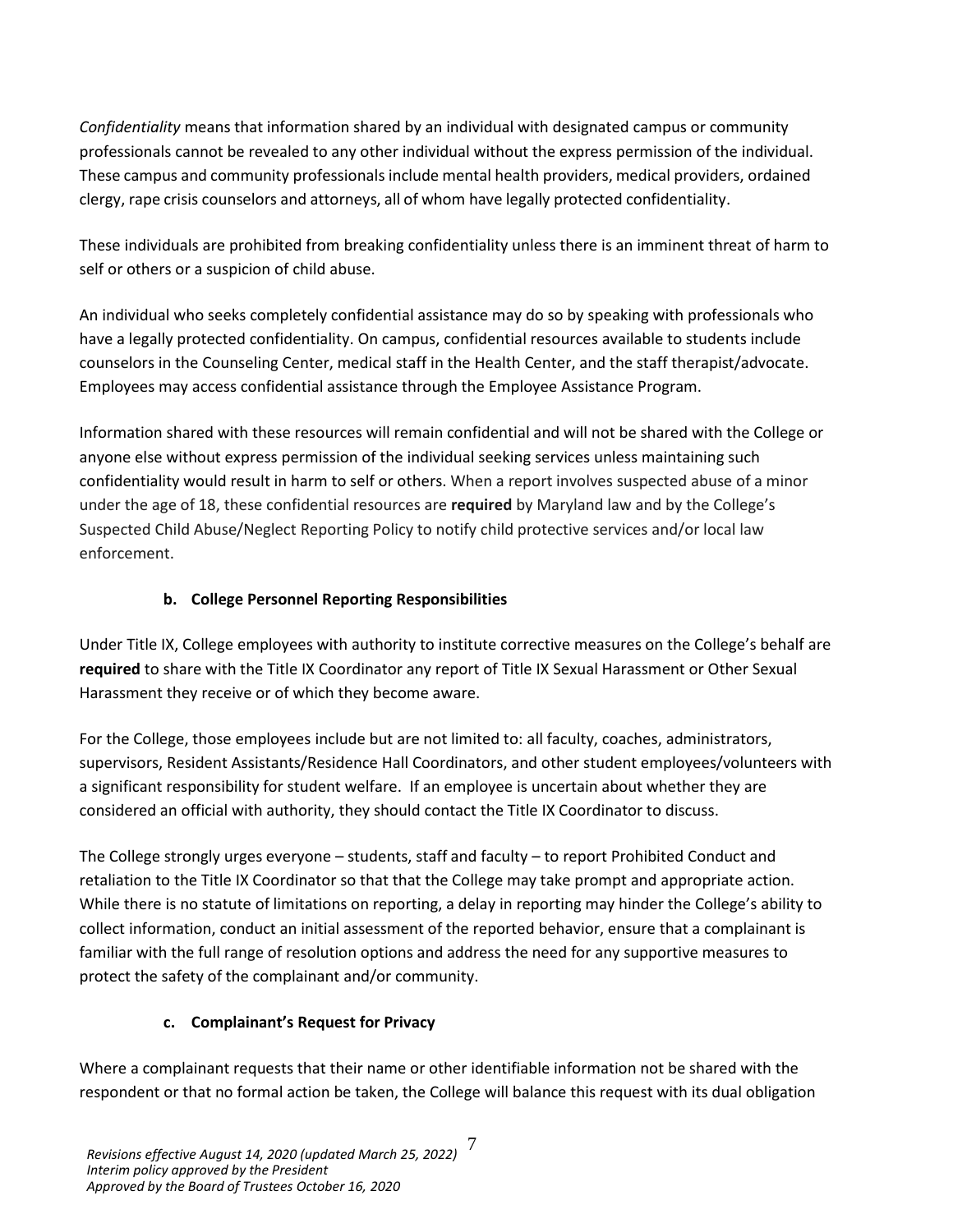*Confidentiality* means that information shared by an individual with designated campus or community professionals cannot be revealed to any other individual without the express permission of the individual. These campus and community professionals include mental health providers, medical providers, ordained clergy, rape crisis counselors and attorneys, all of whom have legally protected confidentiality.

These individuals are prohibited from breaking confidentiality unless there is an imminent threat of harm to self or others or a suspicion of child abuse.

An individual who seeks completely confidential assistance may do so by speaking with professionals who have a legally protected confidentiality. On campus, confidential resources available to students include counselors in the Counseling Center, medical staff in the Health Center, and the staff therapist/advocate. Employees may access confidential assistance through the Employee Assistance Program.

Information shared with these resources will remain confidential and will not be shared with the College or anyone else without express permission of the individual seeking services unless maintaining such confidentiality would result in harm to self or others. When a report involves suspected abuse of a minor under the age of 18, these confidential resources are **required** by Maryland law and by the College's Suspected Child Abuse/Neglect Reporting Policy to notify child protective services and/or local law enforcement.

### b. College Personnel Reporting Responsibilities

Under Title IX, College employees with authority to institute corrective measures on the College's behalf are **required** to share with the Title IX Coordinator any report of Title IX Sexual Harassment or Other Sexual Harassment they receive or of which they become aware.

For the College, those employees include but are not limited to: all faculty, coaches, administrators, supervisors, Resident Assistants/Residence Hall Coordinators, and other student employees/volunteers with a significant responsibility for student welfare. If an employee is uncertain about whether they are considered an official with authority, they should contact the Title IX Coordinator to discuss.

The College strongly urges everyone – students, staff and faculty – to report Prohibited Conduct and retaliation to the Title IX Coordinator so that that the College may take prompt and appropriate action. While there is no statute of limitations on reporting, a delay in reporting may hinder the College's ability to collect information, conduct an initial assessment of the reported behavior, ensure that a complainant is familiar with the full range of resolution options and address the need for any supportive measures to protect the safety of the complainant and/or community.

### c. Complainant's Request for Privacy

Where a complainant requests that their name or other identifiable information not be shared with the respondent or that no formal action be taken, the College will balance this request with its dual obligation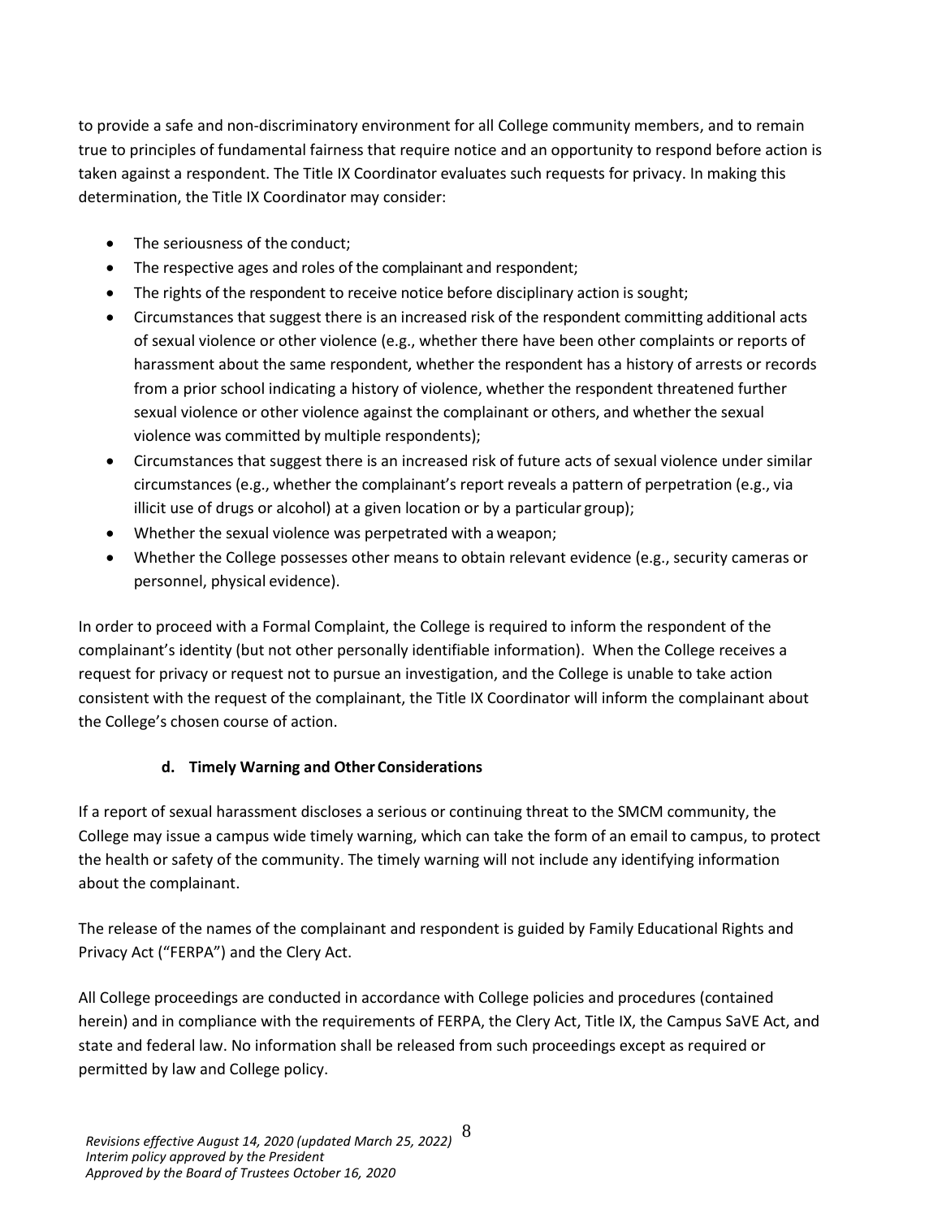to provide a safe and non-discriminatory environment for all College community members, and to remain true to principles of fundamental fairness that require notice and an opportunity to respond before action is taken against a respondent. The Title IX Coordinator evaluates such requests for privacy. In making this determination, the Title IX Coordinator may consider:

- The seriousness of the conduct;
- The respective ages and roles of the complainant and respondent;
- The rights of the respondent to receive notice before disciplinary action is sought;
- Circumstances that suggest there is an increased risk of the respondent committing additional acts of sexual violence or other violence (e.g., whether there have been other complaints or reports of harassment about the same respondent, whether the respondent has a history of arrests or records from a prior school indicating a history of violence, whether the respondent threatened further sexual violence or other violence against the complainant or others, and whether the sexual violence was committed by multiple respondents);
- Circumstances that suggest there is an increased risk of future acts of sexual violence under similar circumstances (e.g., whether the complainant's report reveals a pattern of perpetration (e.g., via illicit use of drugs or alcohol) at a given location or by a particular group);
- Whether the sexual violence was perpetrated with a weapon;
- Whether the College possesses other means to obtain relevant evidence (e.g., security cameras or personnel, physical evidence).

In order to proceed with a Formal Complaint, the College is required to inform the respondent of the complainant's identity (but not other personally identifiable information). When the College receives a request for privacy or request not to pursue an investigation, and the College is unable to take action consistent with the request of the complainant, the Title IX Coordinator will inform the complainant about the College's chosen course of action.

#### d. Timely Warning and Other Considerations

If a report of sexual harassment discloses a serious or continuing threat to the SMCM community, the College may issue a campus wide timely warning, which can take the form of an email to campus, to protect the health or safety of the community. The timely warning will not include any identifying information about the complainant.

The release of the names of the complainant and respondent is guided by Family Educational Rights and Privacy Act ("FERPA") and the Clery Act.

All College proceedings are conducted in accordance with College policies and procedures (contained herein) and in compliance with the requirements of FERPA, the Clery Act, Title IX, the Campus SaVE Act, and state and federal law. No information shall be released from such proceedings except as required or permitted by law and College policy.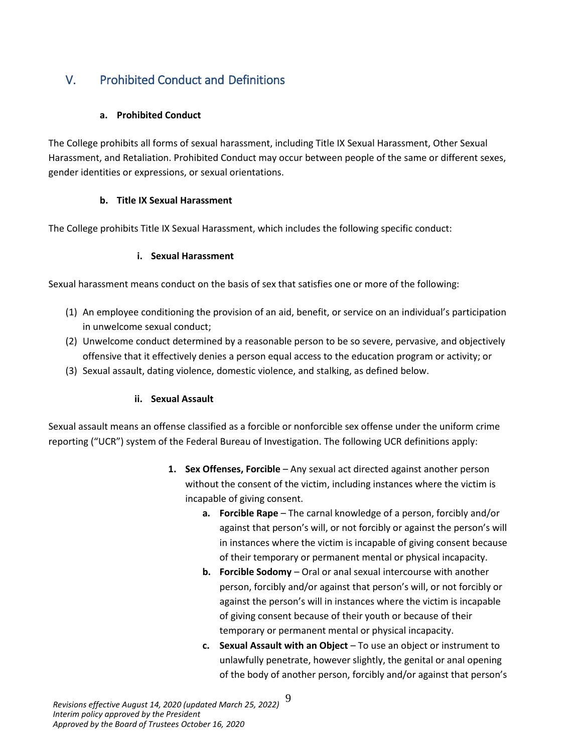## V. Prohibited Conduct and Definitions

### a. Prohibited Conduct

The College prohibits all forms of sexual harassment, including Title IX Sexual Harassment, Other Sexual Harassment, and Retaliation. Prohibited Conduct may occur between people of the same or different sexes, gender identities or expressions, or sexual orientations.

### b. Title IX Sexual Harassment

The College prohibits Title IX Sexual Harassment, which includes the following specific conduct:

#### i. Sexual Harassment

Sexual harassment means conduct on the basis of sex that satisfies one or more of the following:

(1) An employee conditioning the provision of an aid, benefit, or service on an individual's participation in unwelcome sexual conduct;
(2) Unwelcome conduct determined by a reasonable person to be so severe, pervasive, and objectively offensive that it effectively denies a person equal access to the education program or activity; or
(3) Sexual assault, dating violence, domestic violence, and stalking, as defined below.

#### ii. Sexual Assault

Sexual assault means an offense classified as a forcible or nonforcible sex offense under the uniform crime reporting ("UCR") system of the Federal Bureau of Investigation. The following UCR definitions apply:

1. **Sex Offenses, Forcible** – Any sexual act directed against another person without the consent of the victim, including instances where the victim is incapable of giving consent.
   a. **Forcible Rape** – The carnal knowledge of a person, forcibly and/or against that person's will, or not forcibly or against the person's will in instances where the victim is incapable of giving consent because of their temporary or permanent mental or physical incapacity.
   b. **Forcible Sodomy** – Oral or anal sexual intercourse with another person, forcibly and/or against that person's will, or not forcibly or against the person's will in instances where the victim is incapable of giving consent because of their youth or because of their temporary or permanent mental or physical incapacity.
   c. **Sexual Assault with an Object** – To use an object or instrument to unlawfully penetrate, however slightly, the genital or anal opening of the body of another person, forcibly and/or against that person's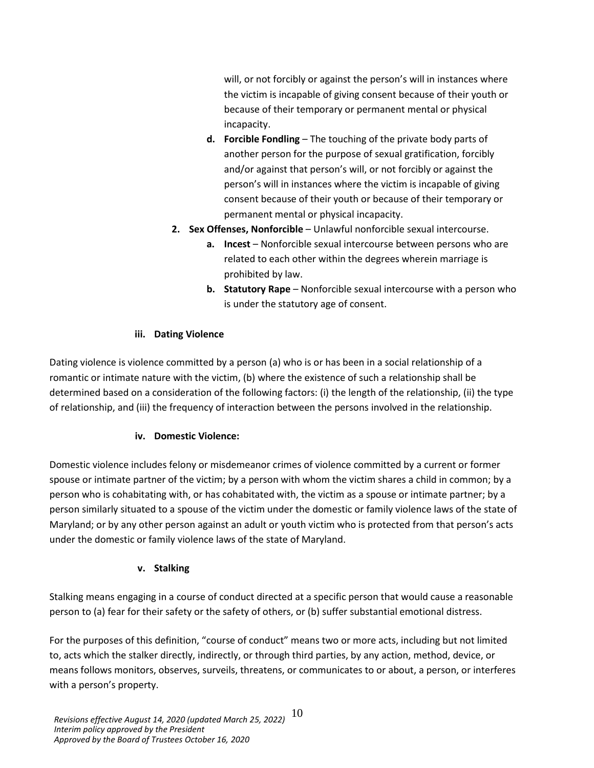will, or not forcibly or against the person's will in instances where the victim is incapable of giving consent because of their youth or because of their temporary or permanent mental or physical incapacity.

   - **d. Forcible Fondling** – The touching of the private body parts of another person for the purpose of sexual gratification, forcibly and/or against that person's will, or not forcibly or against the person's will in instances where the victim is incapable of giving consent because of their youth or because of their temporary or permanent mental or physical incapacity.

2. **Sex Offenses, Nonforcible** – Unlawful nonforcible sexual intercourse.
   - **a. Incest** – Nonforcible sexual intercourse between persons who are related to each other within the degrees wherein marriage is prohibited by law.
   - **b. Statutory Rape** – Nonforcible sexual intercourse with a person who is under the statutory age of consent.

#### iii. Dating Violence

Dating violence is violence committed by a person (a) who is or has been in a social relationship of a romantic or intimate nature with the victim, (b) where the existence of such a relationship shall be determined based on a consideration of the following factors: (i) the length of the relationship, (ii) the type of relationship, and (iii) the frequency of interaction between the persons involved in the relationship.

#### iv. Domestic Violence:

Domestic violence includes felony or misdemeanor crimes of violence committed by a current or former spouse or intimate partner of the victim; by a person with whom the victim shares a child in common; by a person who is cohabitating with, or has cohabitated with, the victim as a spouse or intimate partner; by a person similarly situated to a spouse of the victim under the domestic or family violence laws of the state of Maryland; or by any other person against an adult or youth victim who is protected from that person's acts under the domestic or family violence laws of the state of Maryland.

#### v. Stalking

Stalking means engaging in a course of conduct directed at a specific person that would cause a reasonable person to (a) fear for their safety or the safety of others, or (b) suffer substantial emotional distress.

For the purposes of this definition, "course of conduct" means two or more acts, including but not limited to, acts which the stalker directly, indirectly, or through third parties, by any action, method, device, or means follows monitors, observes, surveils, threatens, or communicates to or about, a person, or interferes with a person's property.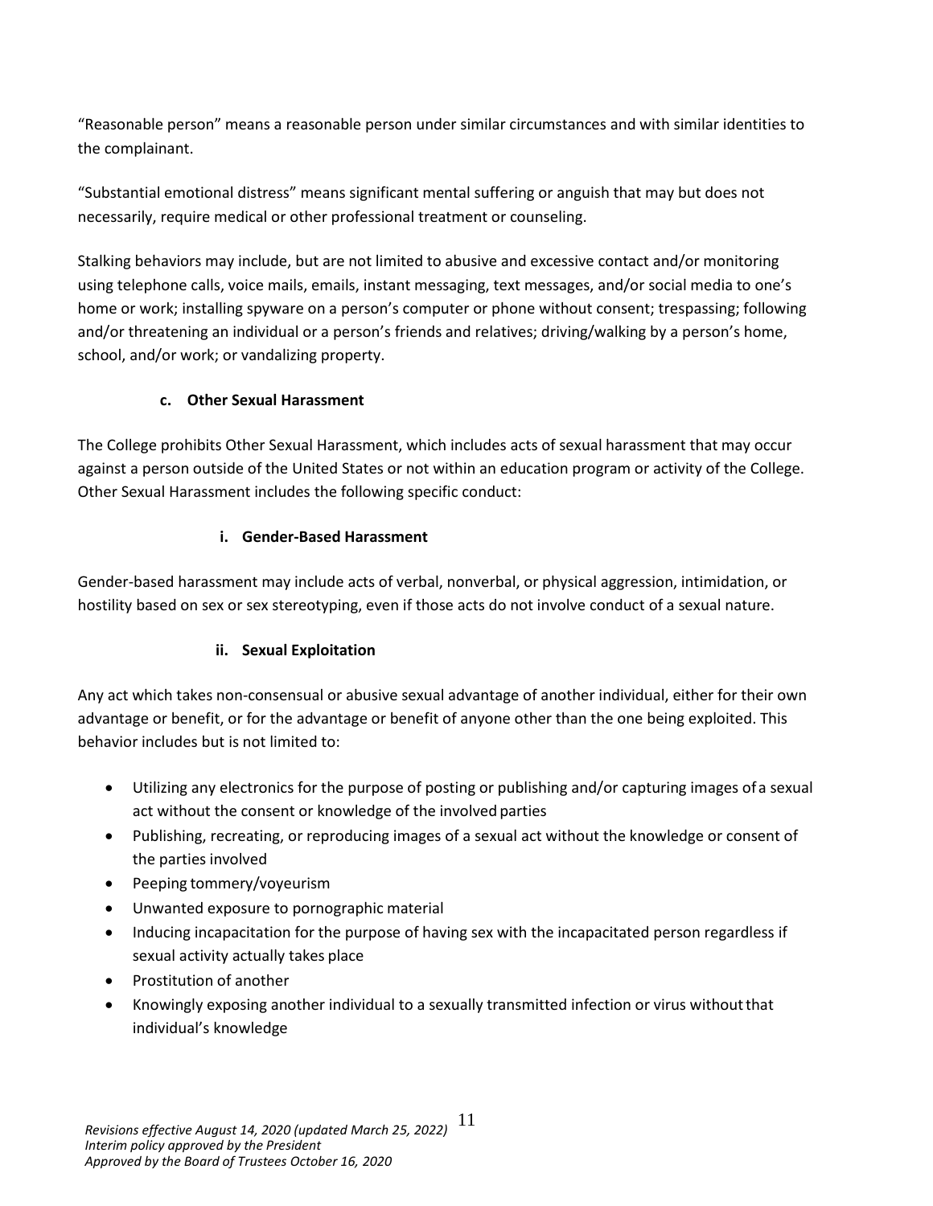"Reasonable person" means a reasonable person under similar circumstances and with similar identities to the complainant.

"Substantial emotional distress" means significant mental suffering or anguish that may but does not necessarily, require medical or other professional treatment or counseling.

Stalking behaviors may include, but are not limited to abusive and excessive contact and/or monitoring using telephone calls, voice mails, emails, instant messaging, text messages, and/or social media to one's home or work; installing spyware on a person's computer or phone without consent; trespassing; following and/or threatening an individual or a person's friends and relatives; driving/walking by a person's home, school, and/or work; or vandalizing property.

#### c. Other Sexual Harassment

The College prohibits Other Sexual Harassment, which includes acts of sexual harassment that may occur against a person outside of the United States or not within an education program or activity of the College. Other Sexual Harassment includes the following specific conduct:

##### i. Gender-Based Harassment

Gender-based harassment may include acts of verbal, nonverbal, or physical aggression, intimidation, or hostility based on sex or sex stereotyping, even if those acts do not involve conduct of a sexual nature.

##### ii. Sexual Exploitation

Any act which takes non-consensual or abusive sexual advantage of another individual, either for their own advantage or benefit, or for the advantage or benefit of anyone other than the one being exploited. This behavior includes but is not limited to:

- Utilizing any electronics for the purpose of posting or publishing and/or capturing images of a sexual act without the consent or knowledge of the involved parties
- Publishing, recreating, or reproducing images of a sexual act without the knowledge or consent of the parties involved
- Peeping tommery/voyeurism
- Unwanted exposure to pornographic material
- Inducing incapacitation for the purpose of having sex with the incapacitated person regardless if sexual activity actually takes place
- Prostitution of another
- Knowingly exposing another individual to a sexually transmitted infection or virus without that individual's knowledge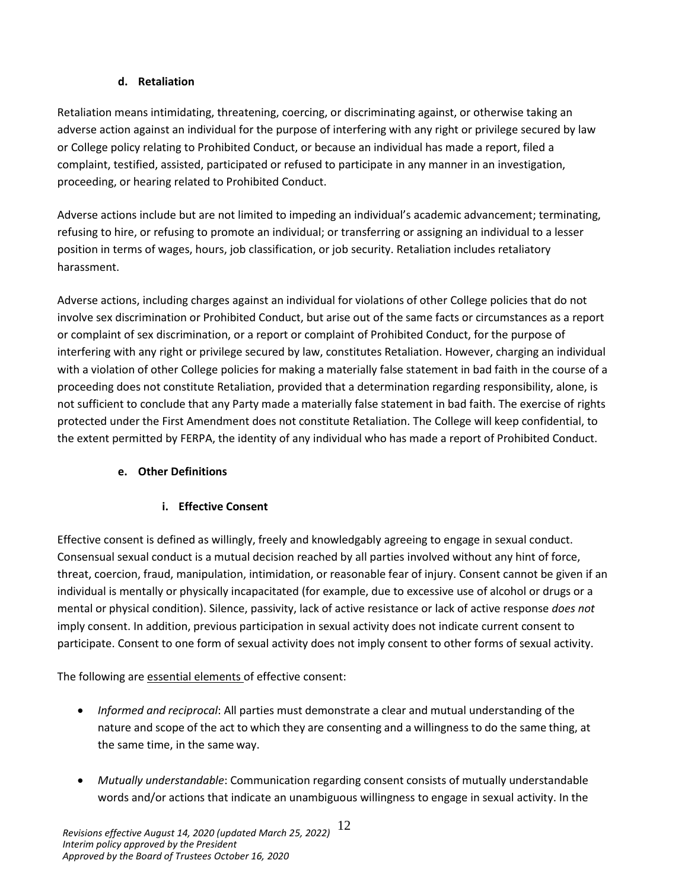#### d. Retaliation

Retaliation means intimidating, threatening, coercing, or discriminating against, or otherwise taking an adverse action against an individual for the purpose of interfering with any right or privilege secured by law or College policy relating to Prohibited Conduct, or because an individual has made a report, filed a complaint, testified, assisted, participated or refused to participate in any manner in an investigation, proceeding, or hearing related to Prohibited Conduct.

Adverse actions include but are not limited to impeding an individual's academic advancement; terminating, refusing to hire, or refusing to promote an individual; or transferring or assigning an individual to a lesser position in terms of wages, hours, job classification, or job security. Retaliation includes retaliatory harassment.

Adverse actions, including charges against an individual for violations of other College policies that do not involve sex discrimination or Prohibited Conduct, but arise out of the same facts or circumstances as a report or complaint of sex discrimination, or a report or complaint of Prohibited Conduct, for the purpose of interfering with any right or privilege secured by law, constitutes Retaliation. However, charging an individual with a violation of other College policies for making a materially false statement in bad faith in the course of a proceeding does not constitute Retaliation, provided that a determination regarding responsibility, alone, is not sufficient to conclude that any Party made a materially false statement in bad faith. The exercise of rights protected under the First Amendment does not constitute Retaliation. The College will keep confidential, to the extent permitted by FERPA, the identity of any individual who has made a report of Prohibited Conduct.

#### e. Other Definitions

##### i. Effective Consent

Effective consent is defined as willingly, freely and knowledgably agreeing to engage in sexual conduct. Consensual sexual conduct is a mutual decision reached by all parties involved without any hint of force, threat, coercion, fraud, manipulation, intimidation, or reasonable fear of injury. Consent cannot be given if an individual is mentally or physically incapacitated (for example, due to excessive use of alcohol or drugs or a mental or physical condition). Silence, passivity, lack of active resistance or lack of active response *does not* imply consent. In addition, previous participation in sexual activity does not indicate current consent to participate. Consent to one form of sexual activity does not imply consent to other forms of sexual activity.

The following are <u>essential elements</u> of effective consent:

- *Informed and reciprocal*: All parties must demonstrate a clear and mutual understanding of the nature and scope of the act to which they are consenting and a willingness to do the same thing, at the same time, in the same way.
- *Mutually understandable*: Communication regarding consent consists of mutually understandable words and/or actions that indicate an unambiguous willingness to engage in sexual activity. In the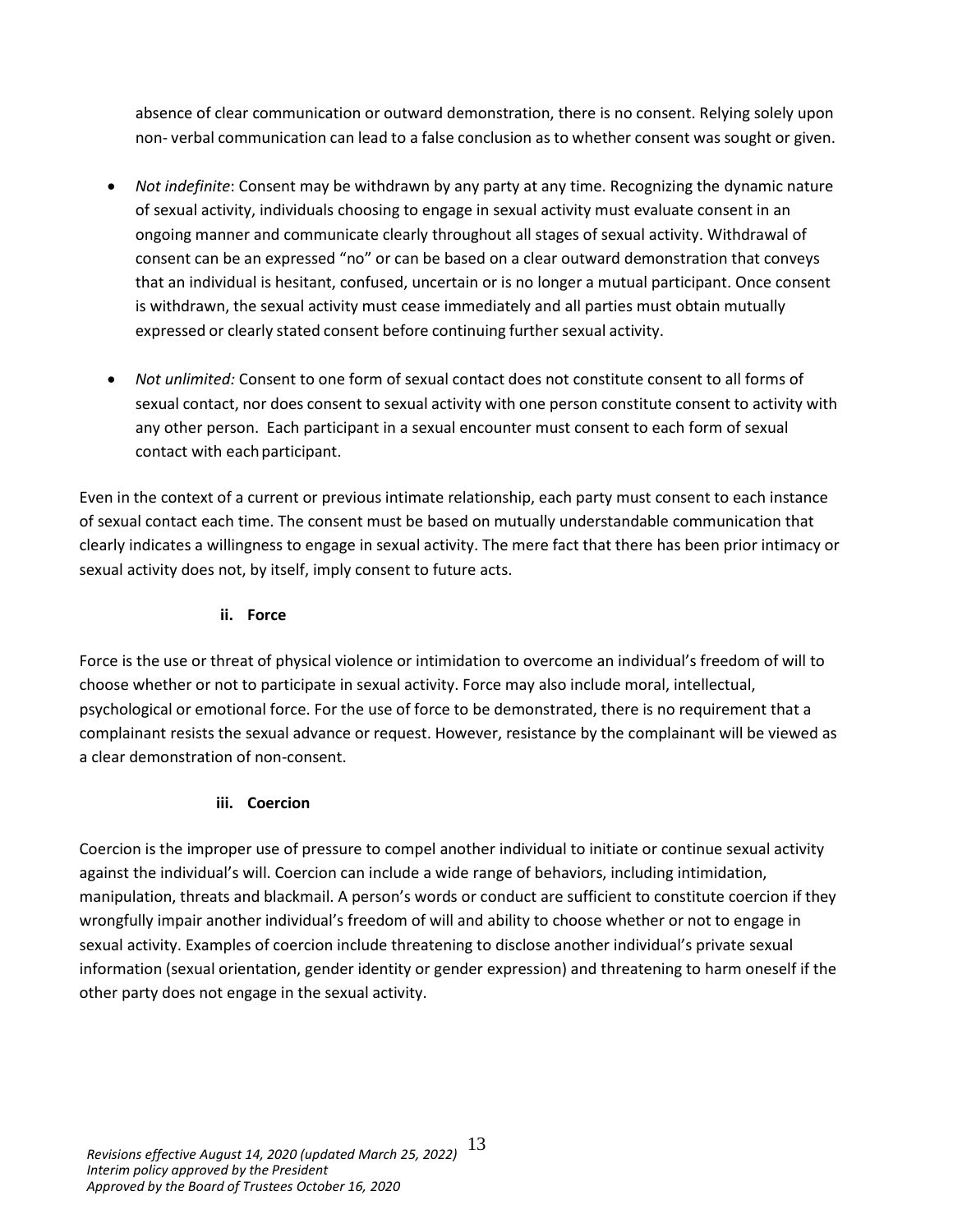absence of clear communication or outward demonstration, there is no consent. Relying solely upon non- verbal communication can lead to a false conclusion as to whether consent was sought or given.

- *Not indefinite*: Consent may be withdrawn by any party at any time. Recognizing the dynamic nature of sexual activity, individuals choosing to engage in sexual activity must evaluate consent in an ongoing manner and communicate clearly throughout all stages of sexual activity. Withdrawal of consent can be an expressed "no" or can be based on a clear outward demonstration that conveys that an individual is hesitant, confused, uncertain or is no longer a mutual participant. Once consent is withdrawn, the sexual activity must cease immediately and all parties must obtain mutually expressed or clearly stated consent before continuing further sexual activity.

- *Not unlimited:* Consent to one form of sexual contact does not constitute consent to all forms of sexual contact, nor does consent to sexual activity with one person constitute consent to activity with any other person. Each participant in a sexual encounter must consent to each form of sexual contact with each participant.

Even in the context of a current or previous intimate relationship, each party must consent to each instance of sexual contact each time. The consent must be based on mutually understandable communication that clearly indicates a willingness to engage in sexual activity. The mere fact that there has been prior intimacy or sexual activity does not, by itself, imply consent to future acts.

#### ii. Force

Force is the use or threat of physical violence or intimidation to overcome an individual's freedom of will to choose whether or not to participate in sexual activity. Force may also include moral, intellectual, psychological or emotional force. For the use of force to be demonstrated, there is no requirement that a complainant resists the sexual advance or request. However, resistance by the complainant will be viewed as a clear demonstration of non-consent.

#### iii. Coercion

Coercion is the improper use of pressure to compel another individual to initiate or continue sexual activity against the individual's will. Coercion can include a wide range of behaviors, including intimidation, manipulation, threats and blackmail. A person's words or conduct are sufficient to constitute coercion if they wrongfully impair another individual's freedom of will and ability to choose whether or not to engage in sexual activity. Examples of coercion include threatening to disclose another individual's private sexual information (sexual orientation, gender identity or gender expression) and threatening to harm oneself if the other party does not engage in the sexual activity.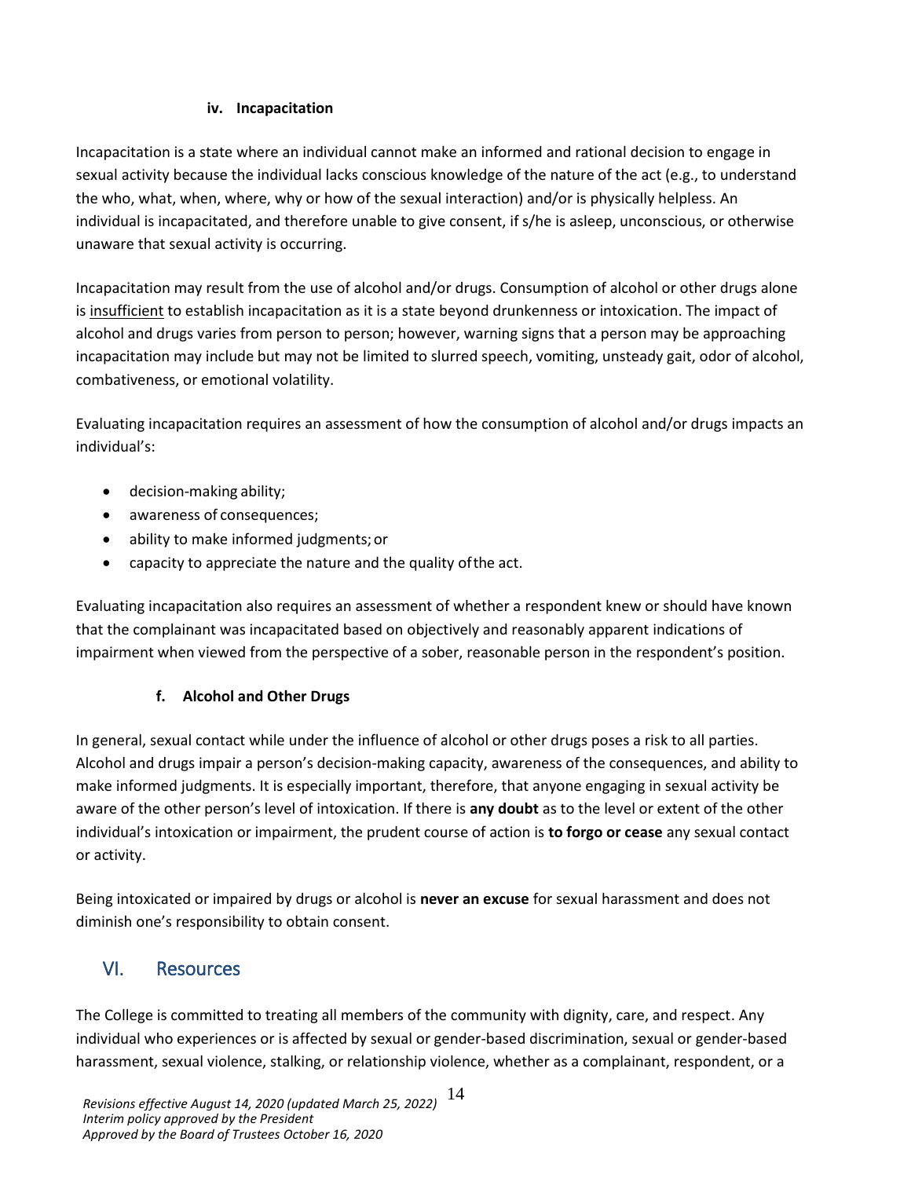#### iv. Incapacitation

Incapacitation is a state where an individual cannot make an informed and rational decision to engage in sexual activity because the individual lacks conscious knowledge of the nature of the act (e.g., to understand the who, what, when, where, why or how of the sexual interaction) and/or is physically helpless. An individual is incapacitated, and therefore unable to give consent, if s/he is asleep, unconscious, or otherwise unaware that sexual activity is occurring.

Incapacitation may result from the use of alcohol and/or drugs. Consumption of alcohol or other drugs alone is <u>insufficient</u> to establish incapacitation as it is a state beyond drunkenness or intoxication. The impact of alcohol and drugs varies from person to person; however, warning signs that a person may be approaching incapacitation may include but may not be limited to slurred speech, vomiting, unsteady gait, odor of alcohol, combativeness, or emotional volatility.

Evaluating incapacitation requires an assessment of how the consumption of alcohol and/or drugs impacts an individual's:

- decision-making ability;
- awareness of consequences;
- ability to make informed judgments; or
- capacity to appreciate the nature and the quality of the act.

Evaluating incapacitation also requires an assessment of whether a respondent knew or should have known that the complainant was incapacitated based on objectively and reasonably apparent indications of impairment when viewed from the perspective of a sober, reasonable person in the respondent's position.

### f. Alcohol and Other Drugs

In general, sexual contact while under the influence of alcohol or other drugs poses a risk to all parties. Alcohol and drugs impair a person's decision-making capacity, awareness of the consequences, and ability to make informed judgments. It is especially important, therefore, that anyone engaging in sexual activity be aware of the other person's level of intoxication. If there is **any doubt** as to the level or extent of the other individual's intoxication or impairment, the prudent course of action is **to forgo or cease** any sexual contact or activity.

Being intoxicated or impaired by drugs or alcohol is **never an excuse** for sexual harassment and does not diminish one's responsibility to obtain consent.

## VI. Resources

The College is committed to treating all members of the community with dignity, care, and respect. Any individual who experiences or is affected by sexual or gender-based discrimination, sexual or gender-based harassment, sexual violence, stalking, or relationship violence, whether as a complainant, respondent, or a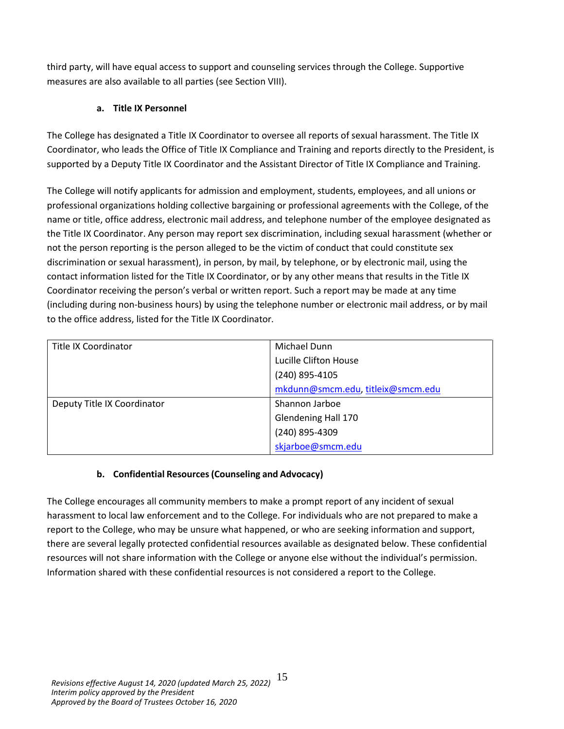third party, will have equal access to support and counseling services through the College. Supportive measures are also available to all parties (see Section VIII).

### a. Title IX Personnel

The College has designated a Title IX Coordinator to oversee all reports of sexual harassment. The Title IX Coordinator, who leads the Office of Title IX Compliance and Training and reports directly to the President, is supported by a Deputy Title IX Coordinator and the Assistant Director of Title IX Compliance and Training.

The College will notify applicants for admission and employment, students, employees, and all unions or professional organizations holding collective bargaining or professional agreements with the College, of the name or title, office address, electronic mail address, and telephone number of the employee designated as the Title IX Coordinator. Any person may report sex discrimination, including sexual harassment (whether or not the person reporting is the person alleged to be the victim of conduct that could constitute sex discrimination or sexual harassment), in person, by mail, by telephone, or by electronic mail, using the contact information listed for the Title IX Coordinator, or by any other means that results in the Title IX Coordinator receiving the person's verbal or written report. Such a report may be made at any time (including during non-business hours) by using the telephone number or electronic mail address, or by mail to the office address, listed for the Title IX Coordinator.

| | |
|---|---|
| Title IX Coordinator | Michael Dunn<br>Lucille Clifton House<br>(240) 895-4105<br>mkdunn@smcm.edu, titleix@smcm.edu |
| Deputy Title IX Coordinator | Shannon Jarboe<br>Glendening Hall 170<br>(240) 895-4309<br>skjarboe@smcm.edu |

### b. Confidential Resources (Counseling and Advocacy)

The College encourages all community members to make a prompt report of any incident of sexual harassment to local law enforcement and to the College. For individuals who are not prepared to make a report to the College, who may be unsure what happened, or who are seeking information and support, there are several legally protected confidential resources available as designated below. These confidential resources will not share information with the College or anyone else without the individual's permission. Information shared with these confidential resources is not considered a report to the College.

*Revisions effective August 14, 2020 (updated March 25, 2022)*
*Interim policy approved by the President*
*Approved by the Board of Trustees October 16, 2020*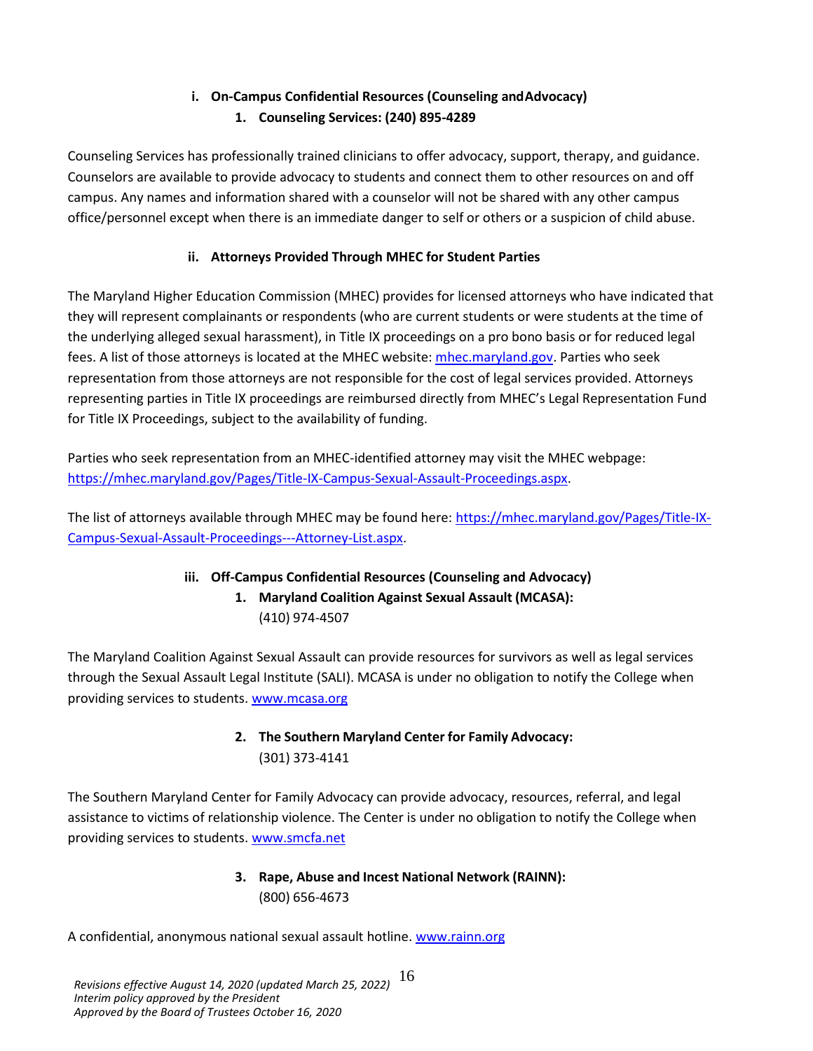#### i. On-Campus Confidential Resources (Counseling and Advocacy)

##### 1. Counseling Services: (240) 895-4289

Counseling Services has professionally trained clinicians to offer advocacy, support, therapy, and guidance. Counselors are available to provide advocacy to students and connect them to other resources on and off campus. Any names and information shared with a counselor will not be shared with any other campus office/personnel except when there is an immediate danger to self or others or a suspicion of child abuse.

#### ii. Attorneys Provided Through MHEC for Student Parties

The Maryland Higher Education Commission (MHEC) provides for licensed attorneys who have indicated that they will represent complainants or respondents (who are current students or were students at the time of the underlying alleged sexual harassment), in Title IX proceedings on a pro bono basis or for reduced legal fees. A list of those attorneys is located at the MHEC website: [mhec.maryland.gov](mhec.maryland.gov). Parties who seek representation from those attorneys are not responsible for the cost of legal services provided. Attorneys representing parties in Title IX proceedings are reimbursed directly from MHEC's Legal Representation Fund for Title IX Proceedings, subject to the availability of funding.

Parties who seek representation from an MHEC-identified attorney may visit the MHEC webpage: [https://mhec.maryland.gov/Pages/Title-IX-Campus-Sexual-Assault-Proceedings.aspx](https://mhec.maryland.gov/Pages/Title-IX-Campus-Sexual-Assault-Proceedings.aspx).

The list of attorneys available through MHEC may be found here: [https://mhec.maryland.gov/Pages/Title-IX-Campus-Sexual-Assault-Proceedings---Attorney-List.aspx](https://mhec.maryland.gov/Pages/Title-IX-Campus-Sexual-Assault-Proceedings---Attorney-List.aspx).

#### iii. Off-Campus Confidential Resources (Counseling and Advocacy)

##### 1. Maryland Coalition Against Sexual Assault (MCASA):
(410) 974-4507

The Maryland Coalition Against Sexual Assault can provide resources for survivors as well as legal services through the Sexual Assault Legal Institute (SALI). MCASA is under no obligation to notify the College when providing services to students. [www.mcasa.org](www.mcasa.org)

##### 2. The Southern Maryland Center for Family Advocacy:
(301) 373-4141

The Southern Maryland Center for Family Advocacy can provide advocacy, resources, referral, and legal assistance to victims of relationship violence. The Center is under no obligation to notify the College when providing services to students. [www.smcfa.net](www.smcfa.net)

##### 3. Rape, Abuse and Incest National Network (RAINN):
(800) 656-4673

A confidential, anonymous national sexual assault hotline. [www.rainn.org](www.rainn.org)

*Revisions effective August 14, 2020 (updated March 25, 2022)*
*Interim policy approved by the President*
*Approved by the Board of Trustees October 16, 2020*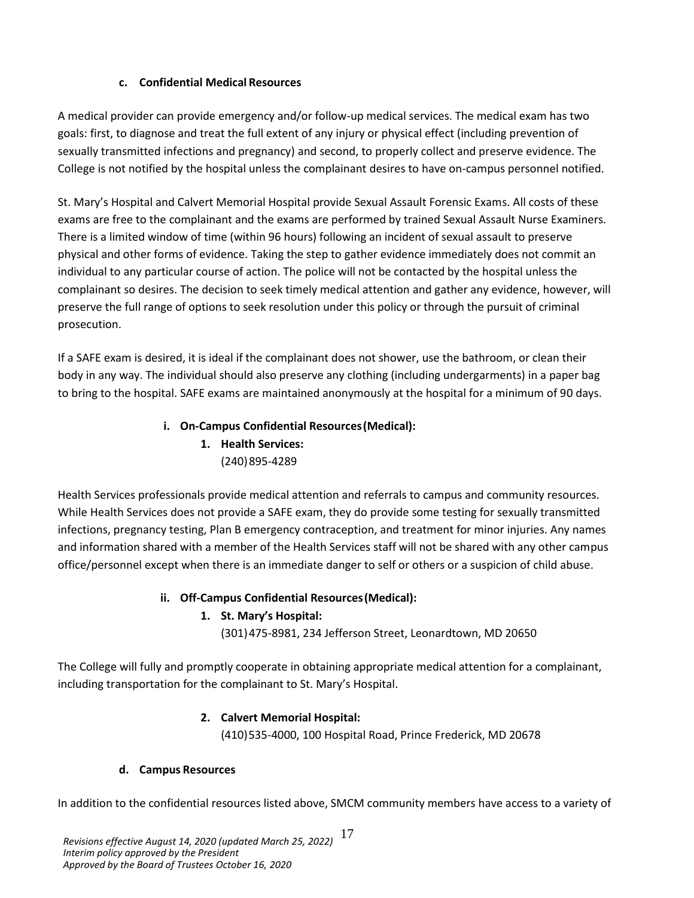#### c. Confidential Medical Resources

A medical provider can provide emergency and/or follow-up medical services. The medical exam has two goals: first, to diagnose and treat the full extent of any injury or physical effect (including prevention of sexually transmitted infections and pregnancy) and second, to properly collect and preserve evidence. The College is not notified by the hospital unless the complainant desires to have on-campus personnel notified.

St. Mary's Hospital and Calvert Memorial Hospital provide Sexual Assault Forensic Exams. All costs of these exams are free to the complainant and the exams are performed by trained Sexual Assault Nurse Examiners. There is a limited window of time (within 96 hours) following an incident of sexual assault to preserve physical and other forms of evidence. Taking the step to gather evidence immediately does not commit an individual to any particular course of action. The police will not be contacted by the hospital unless the complainant so desires. The decision to seek timely medical attention and gather any evidence, however, will preserve the full range of options to seek resolution under this policy or through the pursuit of criminal prosecution.

If a SAFE exam is desired, it is ideal if the complainant does not shower, use the bathroom, or clean their body in any way. The individual should also preserve any clothing (including undergarments) in a paper bag to bring to the hospital. SAFE exams are maintained anonymously at the hospital for a minimum of 90 days.

**i. On-Campus Confidential Resources (Medical):**

**1. Health Services:**
(240) 895-4289

Health Services professionals provide medical attention and referrals to campus and community resources. While Health Services does not provide a SAFE exam, they do provide some testing for sexually transmitted infections, pregnancy testing, Plan B emergency contraception, and treatment for minor injuries. Any names and information shared with a member of the Health Services staff will not be shared with any other campus office/personnel except when there is an immediate danger to self or others or a suspicion of child abuse.

**ii. Off-Campus Confidential Resources (Medical):**

**1. St. Mary's Hospital:**
(301) 475-8981, 234 Jefferson Street, Leonardtown, MD 20650

The College will fully and promptly cooperate in obtaining appropriate medical attention for a complainant, including transportation for the complainant to St. Mary's Hospital.

**2. Calvert Memorial Hospital:**
(410) 535-4000, 100 Hospital Road, Prince Frederick, MD 20678

#### d. Campus Resources

In addition to the confidential resources listed above, SMCM community members have access to a variety of

*Revisions effective August 14, 2020 (updated March 25, 2022)*
*Interim policy approved by the President*
*Approved by the Board of Trustees October 16, 2020*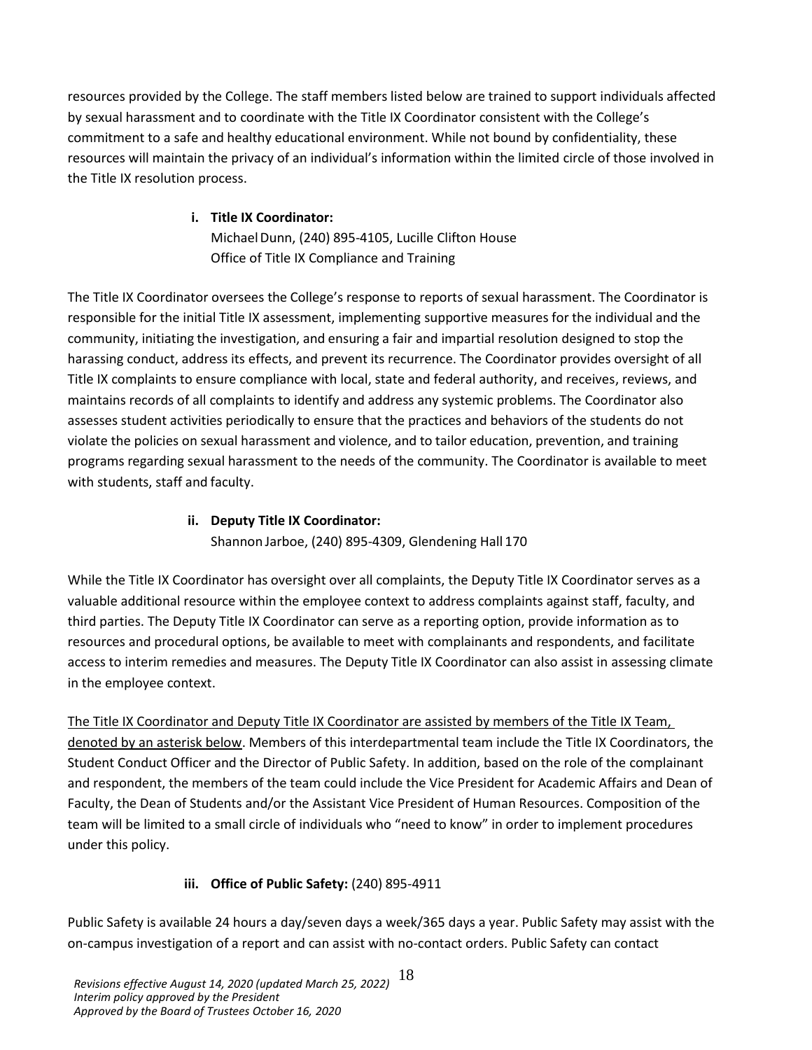resources provided by the College. The staff members listed below are trained to support individuals affected by sexual harassment and to coordinate with the Title IX Coordinator consistent with the College's commitment to a safe and healthy educational environment. While not bound by confidentiality, these resources will maintain the privacy of an individual's information within the limited circle of those involved in the Title IX resolution process.

**i. Title IX Coordinator:**
Michael Dunn, (240) 895-4105, Lucille Clifton House
Office of Title IX Compliance and Training

The Title IX Coordinator oversees the College's response to reports of sexual harassment. The Coordinator is responsible for the initial Title IX assessment, implementing supportive measures for the individual and the community, initiating the investigation, and ensuring a fair and impartial resolution designed to stop the harassing conduct, address its effects, and prevent its recurrence. The Coordinator provides oversight of all Title IX complaints to ensure compliance with local, state and federal authority, and receives, reviews, and maintains records of all complaints to identify and address any systemic problems. The Coordinator also assesses student activities periodically to ensure that the practices and behaviors of the students do not violate the policies on sexual harassment and violence, and to tailor education, prevention, and training programs regarding sexual harassment to the needs of the community. The Coordinator is available to meet with students, staff and faculty.

**ii. Deputy Title IX Coordinator:**
Shannon Jarboe, (240) 895-4309, Glendening Hall 170

While the Title IX Coordinator has oversight over all complaints, the Deputy Title IX Coordinator serves as a valuable additional resource within the employee context to address complaints against staff, faculty, and third parties. The Deputy Title IX Coordinator can serve as a reporting option, provide information as to resources and procedural options, be available to meet with complainants and respondents, and facilitate access to interim remedies and measures. The Deputy Title IX Coordinator can also assist in assessing climate in the employee context.

<u>The Title IX Coordinator and Deputy Title IX Coordinator are assisted by members of the Title IX Team, denoted by an asterisk below</u>. Members of this interdepartmental team include the Title IX Coordinators, the Student Conduct Officer and the Director of Public Safety. In addition, based on the role of the complainant and respondent, the members of the team could include the Vice President for Academic Affairs and Dean of Faculty, the Dean of Students and/or the Assistant Vice President of Human Resources. Composition of the team will be limited to a small circle of individuals who "need to know" in order to implement procedures under this policy.

**iii. Office of Public Safety:** (240) 895-4911

Public Safety is available 24 hours a day/seven days a week/365 days a year. Public Safety may assist with the on-campus investigation of a report and can assist with no-contact orders. Public Safety can contact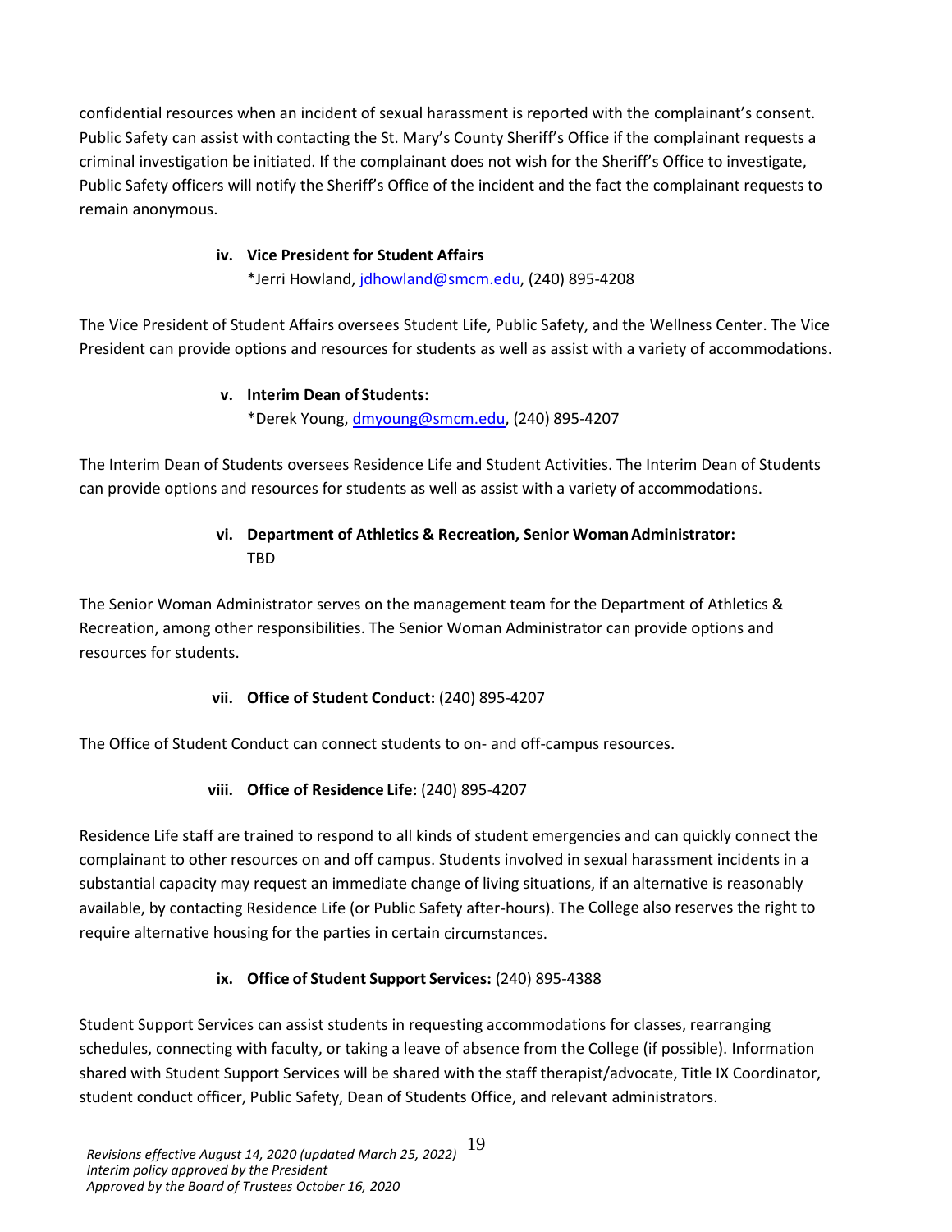confidential resources when an incident of sexual harassment is reported with the complainant's consent. Public Safety can assist with contacting the St. Mary's County Sheriff's Office if the complainant requests a criminal investigation be initiated. If the complainant does not wish for the Sheriff's Office to investigate, Public Safety officers will notify the Sheriff's Office of the incident and the fact the complainant requests to remain anonymous.

**iv. Vice President for Student Affairs**
*Jerri Howland, jdhowland@smcm.edu, (240) 895-4208

The Vice President of Student Affairs oversees Student Life, Public Safety, and the Wellness Center. The Vice President can provide options and resources for students as well as assist with a variety of accommodations.

**v. Interim Dean of Students:**
*Derek Young, dmyoung@smcm.edu, (240) 895-4207

The Interim Dean of Students oversees Residence Life and Student Activities. The Interim Dean of Students can provide options and resources for students as well as assist with a variety of accommodations.

**vi. Department of Athletics & Recreation, Senior Woman Administrator:**
TBD

The Senior Woman Administrator serves on the management team for the Department of Athletics & Recreation, among other responsibilities. The Senior Woman Administrator can provide options and resources for students.

**vii. Office of Student Conduct:** (240) 895-4207

The Office of Student Conduct can connect students to on- and off-campus resources.

**viii. Office of Residence Life:** (240) 895-4207

Residence Life staff are trained to respond to all kinds of student emergencies and can quickly connect the complainant to other resources on and off campus. Students involved in sexual harassment incidents in a substantial capacity may request an immediate change of living situations, if an alternative is reasonably available, by contacting Residence Life (or Public Safety after-hours). The College also reserves the right to require alternative housing for the parties in certain circumstances.

**ix. Office of Student Support Services:** (240) 895-4388

Student Support Services can assist students in requesting accommodations for classes, rearranging schedules, connecting with faculty, or taking a leave of absence from the College (if possible). Information shared with Student Support Services will be shared with the staff therapist/advocate, Title IX Coordinator, student conduct officer, Public Safety, Dean of Students Office, and relevant administrators.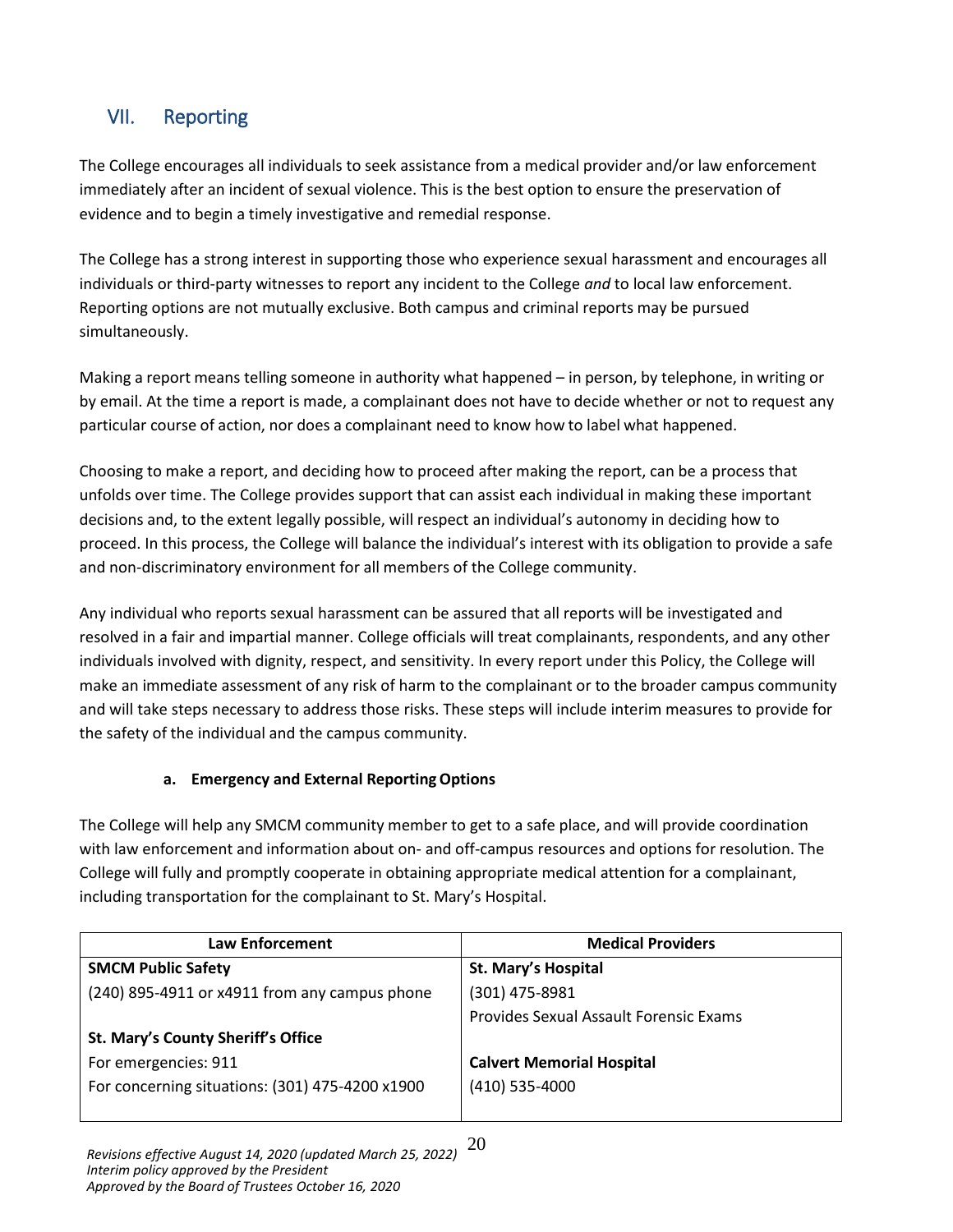## VII. Reporting

The College encourages all individuals to seek assistance from a medical provider and/or law enforcement immediately after an incident of sexual violence. This is the best option to ensure the preservation of evidence and to begin a timely investigative and remedial response.

The College has a strong interest in supporting those who experience sexual harassment and encourages all individuals or third-party witnesses to report any incident to the College *and* to local law enforcement. Reporting options are not mutually exclusive. Both campus and criminal reports may be pursued simultaneously.

Making a report means telling someone in authority what happened – in person, by telephone, in writing or by email. At the time a report is made, a complainant does not have to decide whether or not to request any particular course of action, nor does a complainant need to know how to label what happened.

Choosing to make a report, and deciding how to proceed after making the report, can be a process that unfolds over time. The College provides support that can assist each individual in making these important decisions and, to the extent legally possible, will respect an individual's autonomy in deciding how to proceed. In this process, the College will balance the individual's interest with its obligation to provide a safe and non-discriminatory environment for all members of the College community.

Any individual who reports sexual harassment can be assured that all reports will be investigated and resolved in a fair and impartial manner. College officials will treat complainants, respondents, and any other individuals involved with dignity, respect, and sensitivity. In every report under this Policy, the College will make an immediate assessment of any risk of harm to the complainant or to the broader campus community and will take steps necessary to address those risks. These steps will include interim measures to provide for the safety of the individual and the campus community.

### a. Emergency and External Reporting Options

The College will help any SMCM community member to get to a safe place, and will provide coordination with law enforcement and information about on- and off-campus resources and options for resolution. The College will fully and promptly cooperate in obtaining appropriate medical attention for a complainant, including transportation for the complainant to St. Mary's Hospital.

| Law Enforcement | Medical Providers |
|---|---|
| **SMCM Public Safety** | **St. Mary's Hospital** |
| (240) 895-4911 or x4911 from any campus phone | (301) 475-8981 |
| | Provides Sexual Assault Forensic Exams |
| **St. Mary's County Sheriff's Office** | |
| For emergencies: 911 | **Calvert Memorial Hospital** |
| For concerning situations: (301) 475-4200 x1900 | (410) 535-4000 |

*Revisions effective August 14, 2020 (updated March 25, 2022)*
*Interim policy approved by the President*
*Approved by the Board of Trustees October 16, 2020*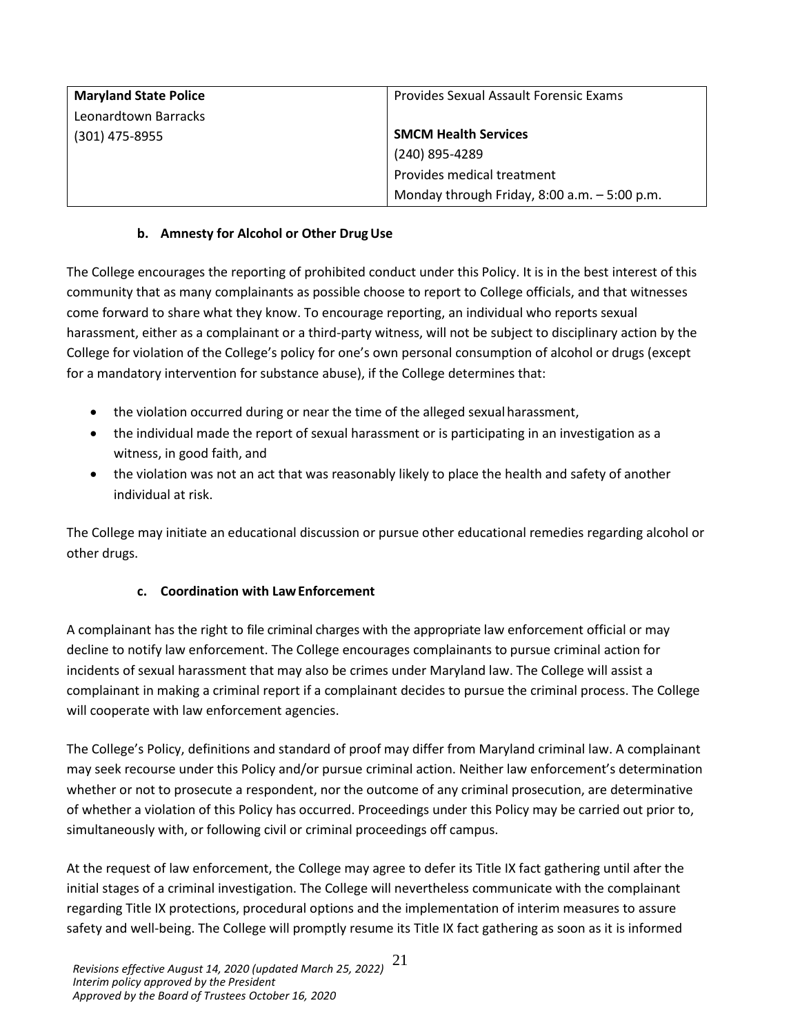| **Maryland State Police**<br>Leonardtown Barracks<br>(301) 475-8955 | Provides Sexual Assault Forensic Exams<br><br>**SMCM Health Services**<br>(240) 895-4289<br>Provides medical treatment<br>Monday through Friday, 8:00 a.m. – 5:00 p.m. |
|---|---|

### b. Amnesty for Alcohol or Other Drug Use

The College encourages the reporting of prohibited conduct under this Policy. It is in the best interest of this community that as many complainants as possible choose to report to College officials, and that witnesses come forward to share what they know. To encourage reporting, an individual who reports sexual harassment, either as a complainant or a third-party witness, will not be subject to disciplinary action by the College for violation of the College's policy for one's own personal consumption of alcohol or drugs (except for a mandatory intervention for substance abuse), if the College determines that:

- the violation occurred during or near the time of the alleged sexual harassment,
- the individual made the report of sexual harassment or is participating in an investigation as a witness, in good faith, and
- the violation was not an act that was reasonably likely to place the health and safety of another individual at risk.

The College may initiate an educational discussion or pursue other educational remedies regarding alcohol or other drugs.

### c. Coordination with Law Enforcement

A complainant has the right to file criminal charges with the appropriate law enforcement official or may decline to notify law enforcement. The College encourages complainants to pursue criminal action for incidents of sexual harassment that may also be crimes under Maryland law. The College will assist a complainant in making a criminal report if a complainant decides to pursue the criminal process. The College will cooperate with law enforcement agencies.

The College's Policy, definitions and standard of proof may differ from Maryland criminal law. A complainant may seek recourse under this Policy and/or pursue criminal action. Neither law enforcement's determination whether or not to prosecute a respondent, nor the outcome of any criminal prosecution, are determinative of whether a violation of this Policy has occurred. Proceedings under this Policy may be carried out prior to, simultaneously with, or following civil or criminal proceedings off campus.

At the request of law enforcement, the College may agree to defer its Title IX fact gathering until after the initial stages of a criminal investigation. The College will nevertheless communicate with the complainant regarding Title IX protections, procedural options and the implementation of interim measures to assure safety and well-being. The College will promptly resume its Title IX fact gathering as soon as it is informed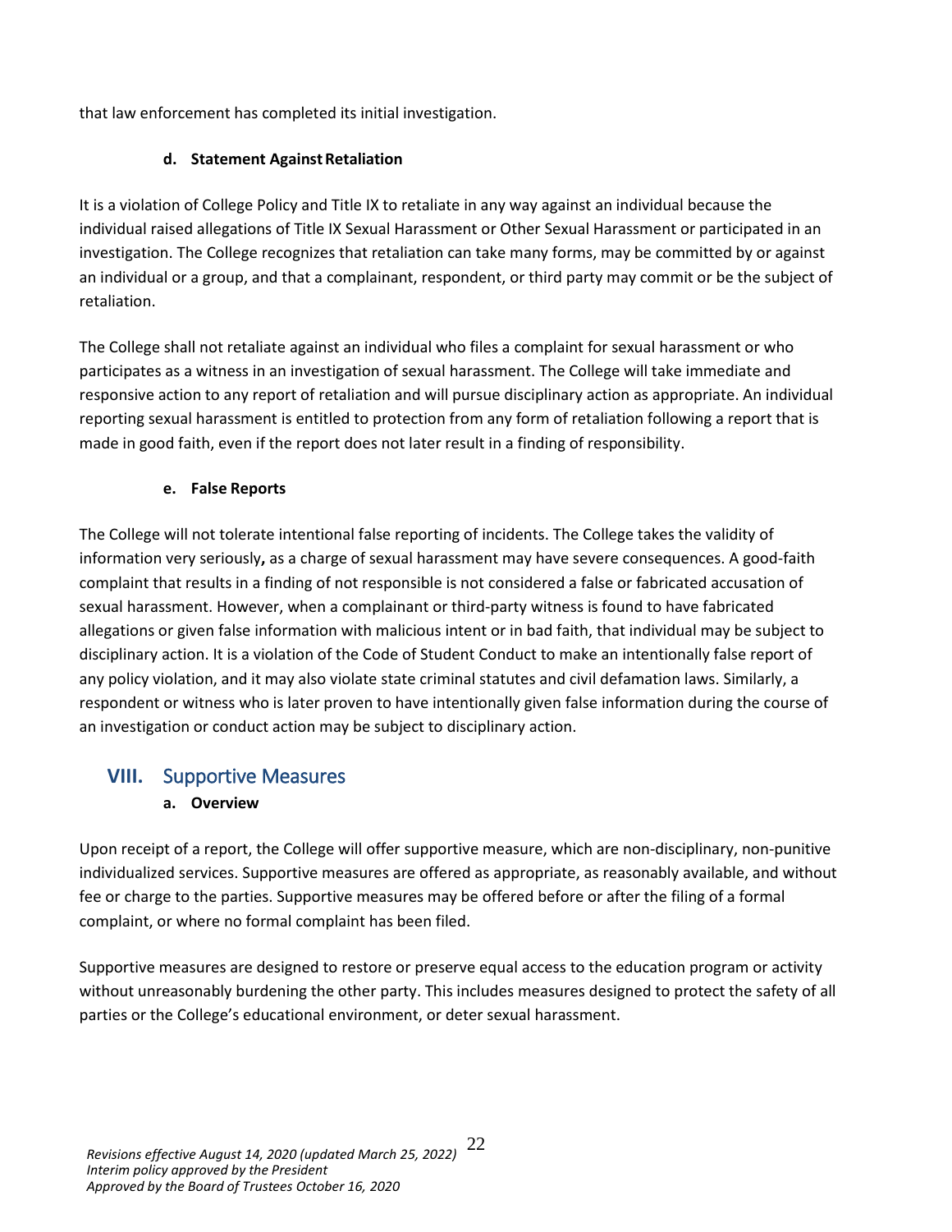that law enforcement has completed its initial investigation.

#### d. Statement Against Retaliation

It is a violation of College Policy and Title IX to retaliate in any way against an individual because the individual raised allegations of Title IX Sexual Harassment or Other Sexual Harassment or participated in an investigation. The College recognizes that retaliation can take many forms, may be committed by or against an individual or a group, and that a complainant, respondent, or third party may commit or be the subject of retaliation.

The College shall not retaliate against an individual who files a complaint for sexual harassment or who participates as a witness in an investigation of sexual harassment. The College will take immediate and responsive action to any report of retaliation and will pursue disciplinary action as appropriate. An individual reporting sexual harassment is entitled to protection from any form of retaliation following a report that is made in good faith, even if the report does not later result in a finding of responsibility.

#### e. False Reports

The College will not tolerate intentional false reporting of incidents. The College takes the validity of information very seriously**,** as a charge of sexual harassment may have severe consequences. A good-faith complaint that results in a finding of not responsible is not considered a false or fabricated accusation of sexual harassment. However, when a complainant or third-party witness is found to have fabricated allegations or given false information with malicious intent or in bad faith, that individual may be subject to disciplinary action. It is a violation of the Code of Student Conduct to make an intentionally false report of any policy violation, and it may also violate state criminal statutes and civil defamation laws. Similarly, a respondent or witness who is later proven to have intentionally given false information during the course of an investigation or conduct action may be subject to disciplinary action.

## VIII. Supportive Measures

#### a. Overview

Upon receipt of a report, the College will offer supportive measure, which are non-disciplinary, non-punitive individualized services. Supportive measures are offered as appropriate, as reasonably available, and without fee or charge to the parties. Supportive measures may be offered before or after the filing of a formal complaint, or where no formal complaint has been filed.

Supportive measures are designed to restore or preserve equal access to the education program or activity without unreasonably burdening the other party. This includes measures designed to protect the safety of all parties or the College's educational environment, or deter sexual harassment.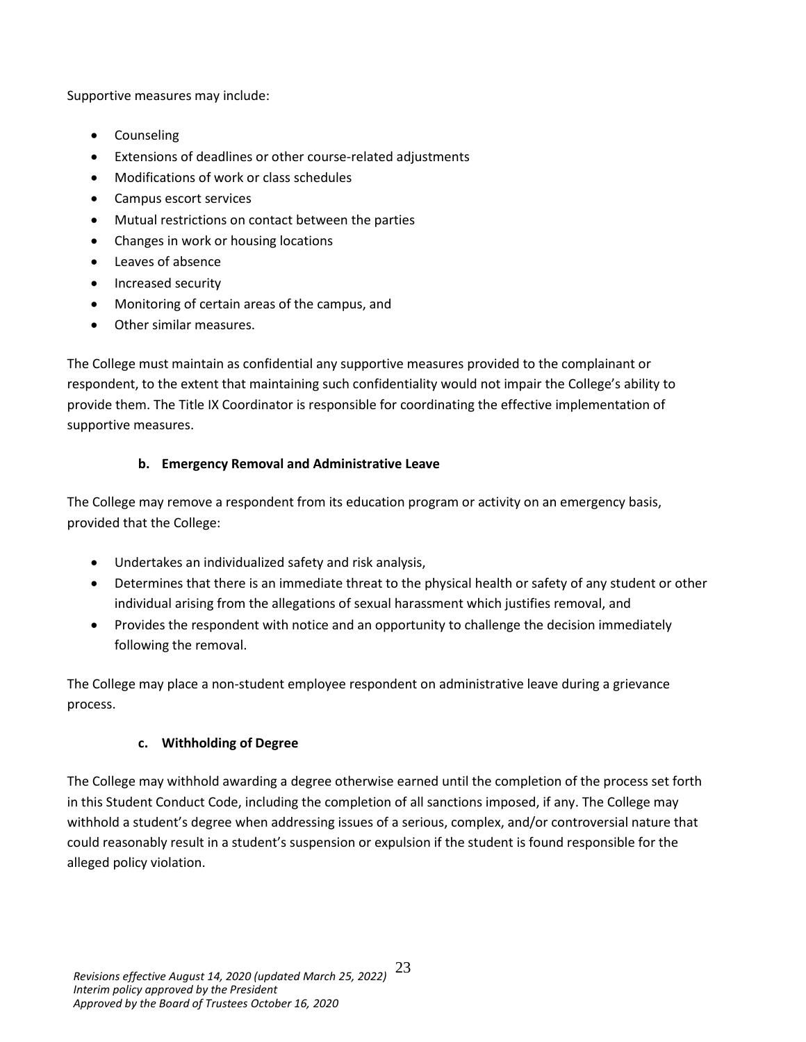Supportive measures may include:

- Counseling
- Extensions of deadlines or other course-related adjustments
- Modifications of work or class schedules
- Campus escort services
- Mutual restrictions on contact between the parties
- Changes in work or housing locations
- Leaves of absence
- Increased security
- Monitoring of certain areas of the campus, and
- Other similar measures.

The College must maintain as confidential any supportive measures provided to the complainant or respondent, to the extent that maintaining such confidentiality would not impair the College's ability to provide them. The Title IX Coordinator is responsible for coordinating the effective implementation of supportive measures.

### b. Emergency Removal and Administrative Leave

The College may remove a respondent from its education program or activity on an emergency basis, provided that the College:

- Undertakes an individualized safety and risk analysis,
- Determines that there is an immediate threat to the physical health or safety of any student or other individual arising from the allegations of sexual harassment which justifies removal, and
- Provides the respondent with notice and an opportunity to challenge the decision immediately following the removal.

The College may place a non-student employee respondent on administrative leave during a grievance process.

### c. Withholding of Degree

The College may withhold awarding a degree otherwise earned until the completion of the process set forth in this Student Conduct Code, including the completion of all sanctions imposed, if any. The College may withhold a student's degree when addressing issues of a serious, complex, and/or controversial nature that could reasonably result in a student's suspension or expulsion if the student is found responsible for the alleged policy violation.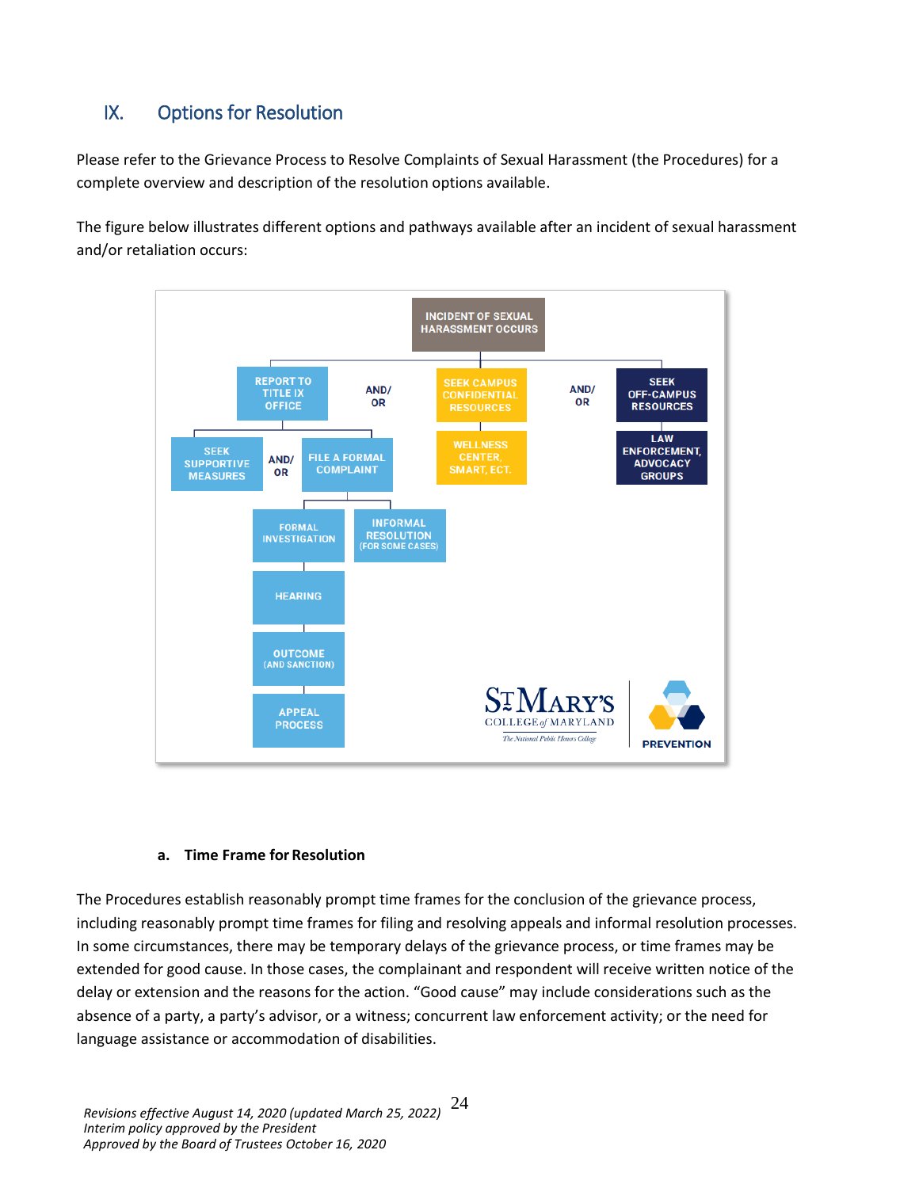## IX. Options for Resolution

Please refer to the Grievance Process to Resolve Complaints of Sexual Harassment (the Procedures) for a complete overview and description of the resolution options available.

The figure below illustrates different options and pathways available after an incident of sexual harassment and/or retaliation occurs:

- INCIDENT OF SEXUAL HARASSMENT OCCURS
  - REPORT TO TITLE IX OFFICE
    - SEEK SUPPORTIVE MEASURES
    - AND/OR
    - FILE A FORMAL COMPLAINT
      - FORMAL INVESTIGATION
        - HEARING
        - OUTCOME (AND SANCTION)
        - APPEAL PROCESS
      - INFORMAL RESOLUTION (FOR SOME CASES)
  - AND/OR
  - SEEK CAMPUS CONFIDENTIAL RESOURCES
    - WELLNESS CENTER, SMART, ECT.
  - AND/OR
  - SEEK OFF-CAMPUS RESOURCES
    - LAW ENFORCEMENT, ADVOCACY GROUPS

ST MARY'S COLLEGE of MARYLAND
*The National Public Honors College*

PREVENTION

### a. Time Frame for Resolution

The Procedures establish reasonably prompt time frames for the conclusion of the grievance process, including reasonably prompt time frames for filing and resolving appeals and informal resolution processes. In some circumstances, there may be temporary delays of the grievance process, or time frames may be extended for good cause. In those cases, the complainant and respondent will receive written notice of the delay or extension and the reasons for the action. "Good cause" may include considerations such as the absence of a party, a party's advisor, or a witness; concurrent law enforcement activity; or the need for language assistance or accommodation of disabilities.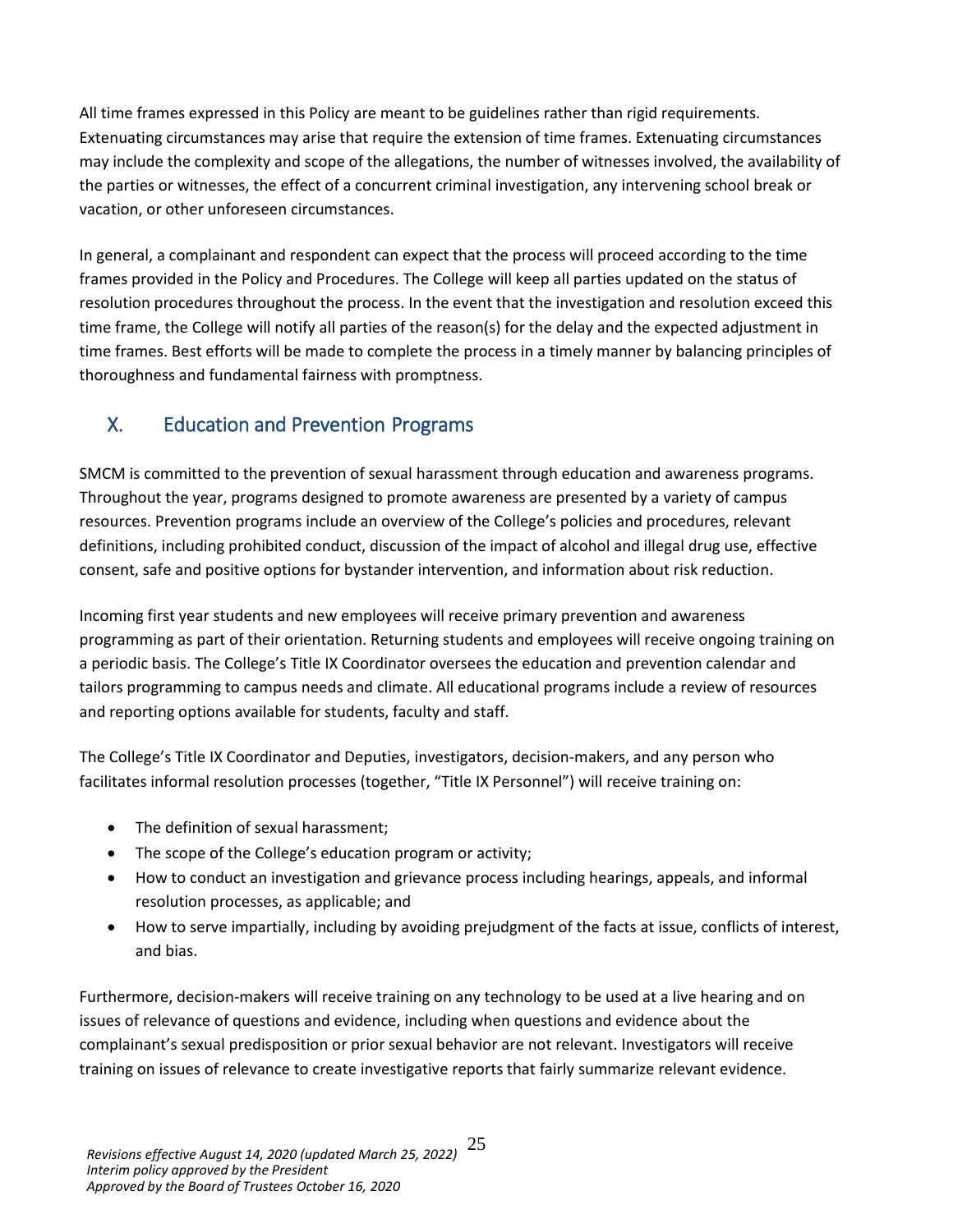All time frames expressed in this Policy are meant to be guidelines rather than rigid requirements. Extenuating circumstances may arise that require the extension of time frames. Extenuating circumstances may include the complexity and scope of the allegations, the number of witnesses involved, the availability of the parties or witnesses, the effect of a concurrent criminal investigation, any intervening school break or vacation, or other unforeseen circumstances.

In general, a complainant and respondent can expect that the process will proceed according to the time frames provided in the Policy and Procedures. The College will keep all parties updated on the status of resolution procedures throughout the process. In the event that the investigation and resolution exceed this time frame, the College will notify all parties of the reason(s) for the delay and the expected adjustment in time frames. Best efforts will be made to complete the process in a timely manner by balancing principles of thoroughness and fundamental fairness with promptness.

## X. Education and Prevention Programs

SMCM is committed to the prevention of sexual harassment through education and awareness programs. Throughout the year, programs designed to promote awareness are presented by a variety of campus resources. Prevention programs include an overview of the College's policies and procedures, relevant definitions, including prohibited conduct, discussion of the impact of alcohol and illegal drug use, effective consent, safe and positive options for bystander intervention, and information about risk reduction.

Incoming first year students and new employees will receive primary prevention and awareness programming as part of their orientation. Returning students and employees will receive ongoing training on a periodic basis. The College's Title IX Coordinator oversees the education and prevention calendar and tailors programming to campus needs and climate. All educational programs include a review of resources and reporting options available for students, faculty and staff.

The College's Title IX Coordinator and Deputies, investigators, decision-makers, and any person who facilitates informal resolution processes (together, "Title IX Personnel") will receive training on:

- The definition of sexual harassment;
- The scope of the College's education program or activity;
- How to conduct an investigation and grievance process including hearings, appeals, and informal resolution processes, as applicable; and
- How to serve impartially, including by avoiding prejudgment of the facts at issue, conflicts of interest, and bias.

Furthermore, decision-makers will receive training on any technology to be used at a live hearing and on issues of relevance of questions and evidence, including when questions and evidence about the complainant's sexual predisposition or prior sexual behavior are not relevant. Investigators will receive training on issues of relevance to create investigative reports that fairly summarize relevant evidence.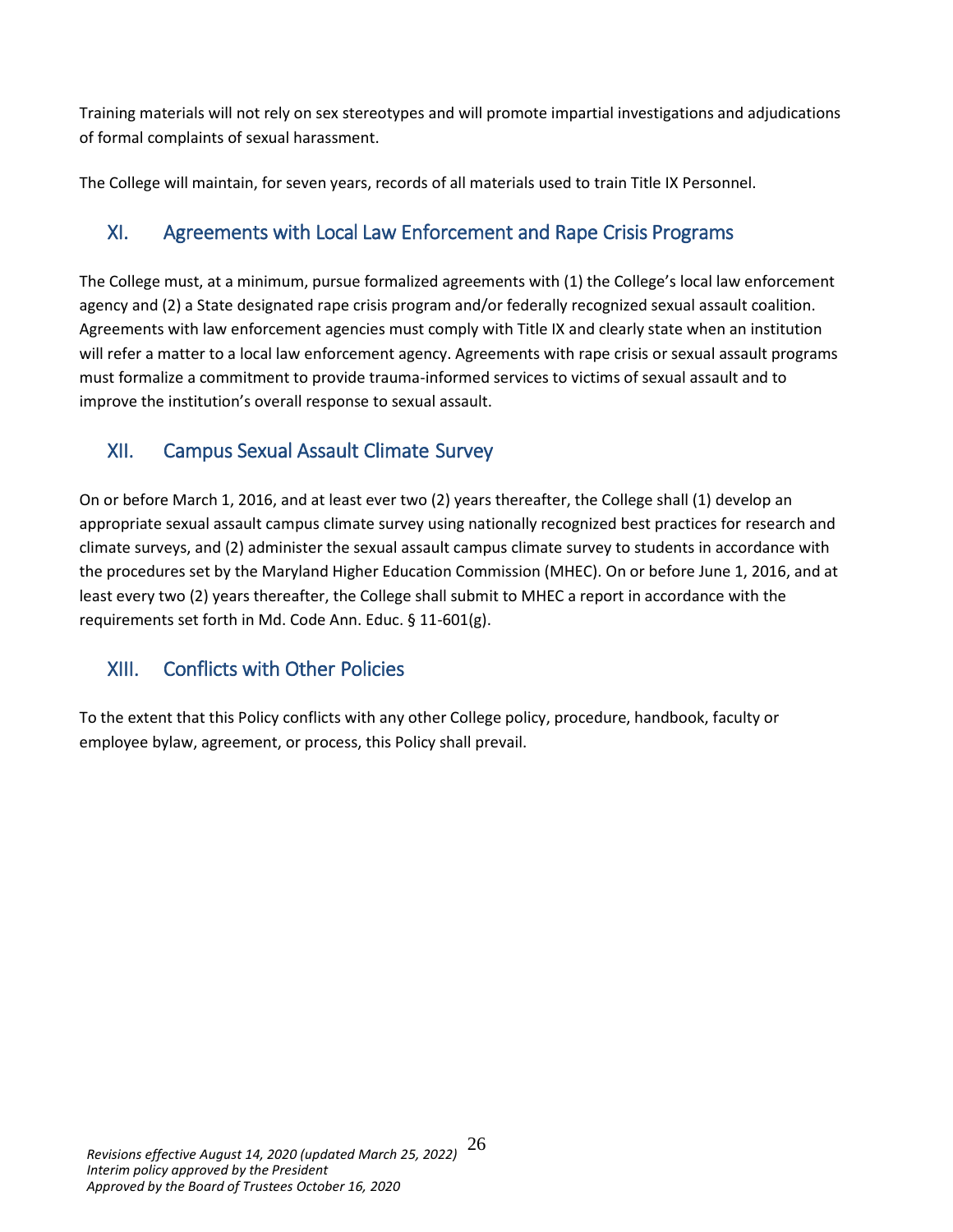Training materials will not rely on sex stereotypes and will promote impartial investigations and adjudications of formal complaints of sexual harassment.

The College will maintain, for seven years, records of all materials used to train Title IX Personnel.

## XI. Agreements with Local Law Enforcement and Rape Crisis Programs

The College must, at a minimum, pursue formalized agreements with (1) the College's local law enforcement agency and (2) a State designated rape crisis program and/or federally recognized sexual assault coalition. Agreements with law enforcement agencies must comply with Title IX and clearly state when an institution will refer a matter to a local law enforcement agency. Agreements with rape crisis or sexual assault programs must formalize a commitment to provide trauma-informed services to victims of sexual assault and to improve the institution's overall response to sexual assault.

## XII. Campus Sexual Assault Climate Survey

On or before March 1, 2016, and at least ever two (2) years thereafter, the College shall (1) develop an appropriate sexual assault campus climate survey using nationally recognized best practices for research and climate surveys, and (2) administer the sexual assault campus climate survey to students in accordance with the procedures set by the Maryland Higher Education Commission (MHEC). On or before June 1, 2016, and at least every two (2) years thereafter, the College shall submit to MHEC a report in accordance with the requirements set forth in Md. Code Ann. Educ. § 11-601(g).

## XIII. Conflicts with Other Policies

To the extent that this Policy conflicts with any other College policy, procedure, handbook, faculty or employee bylaw, agreement, or process, this Policy shall prevail.

*Revisions effective August 14, 2020 (updated March 25, 2022)*
*Interim policy approved by the President*
*Approved by the Board of Trustees October 16, 2020*